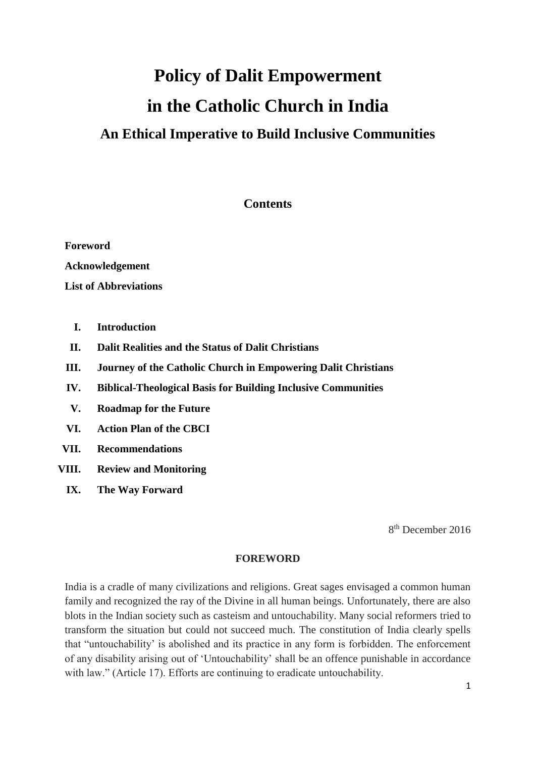# Policy of Dalit Empowerment in the Catholic Church in India

## An Ethical Imperative to Build Inclusive Communities

### Contents

**Foreword**

**Acknowledgement**

**List of Abbreviations**

I. **Introduction**

II. **Dalit Realities and the Status of Dalit Christians**

III. **Journey of the Catholic Church in Empowering Dalit Christians**

IV. **Biblical-Theological Basis for Building Inclusive Communities**

V. **Roadmap for the Future**

VI. **Action Plan of the CBCI**

VII. **Recommendations**

VIII. **Review and Monitoring**

IX. **The Way Forward**

8th December 2016

## FOREWORD

India is a cradle of many civilizations and religions. Great sages envisaged a common human family and recognized the ray of the Divine in all human beings. Unfortunately, there are also blots in the Indian society such as casteism and untouchability. Many social reformers tried to transform the situation but could not succeed much. The constitution of India clearly spells that "untouchability' is abolished and its practice in any form is forbidden. The enforcement of any disability arising out of 'Untouchability' shall be an offence punishable in accordance with law." (Article 17). Efforts are continuing to eradicate untouchability.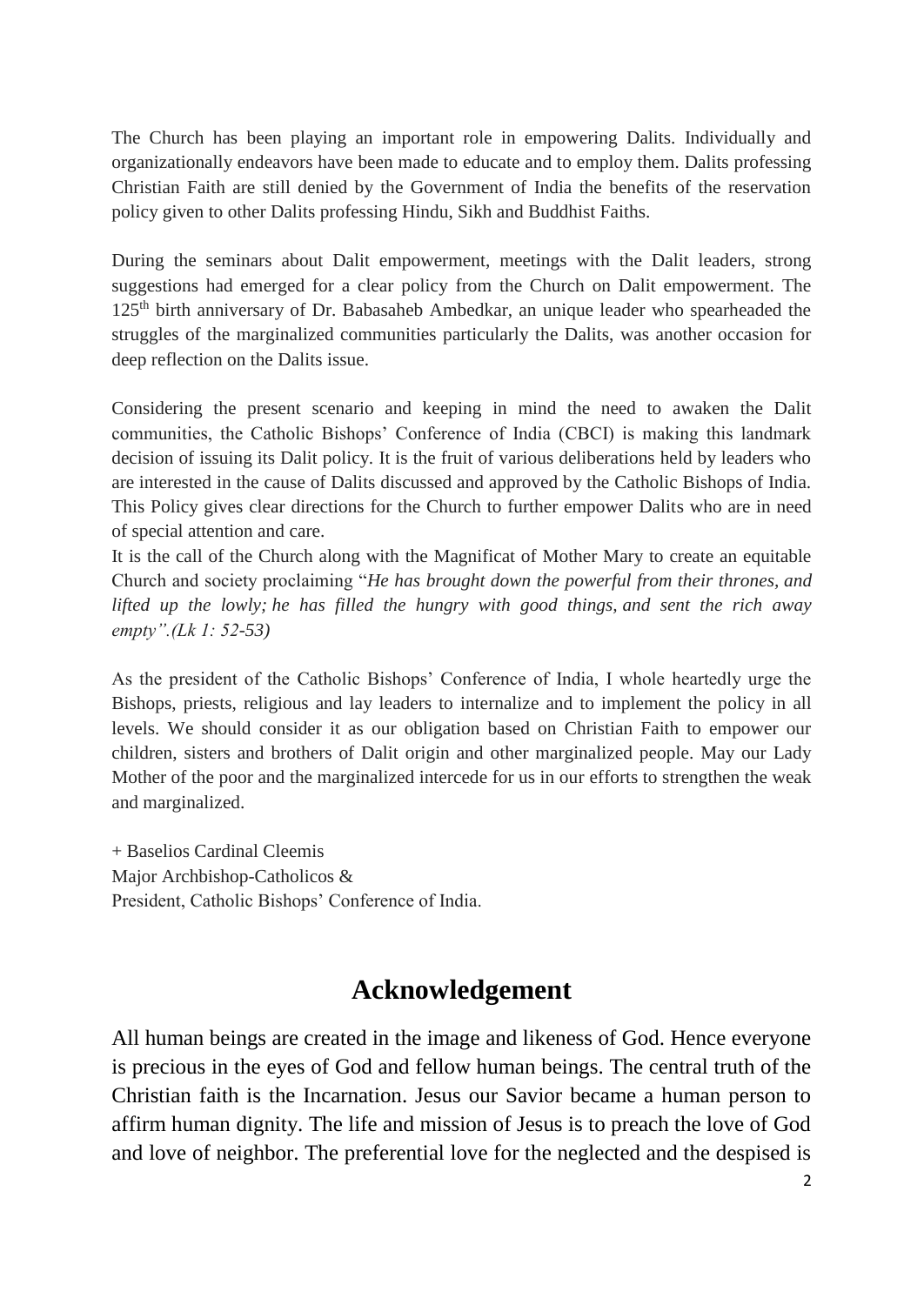The Church has been playing an important role in empowering Dalits. Individually and organizationally endeavors have been made to educate and to employ them. Dalits professing Christian Faith are still denied by the Government of India the benefits of the reservation policy given to other Dalits professing Hindu, Sikh and Buddhist Faiths.

During the seminars about Dalit empowerment, meetings with the Dalit leaders, strong suggestions had emerged for a clear policy from the Church on Dalit empowerment. The 125th birth anniversary of Dr. Babasaheb Ambedkar, an unique leader who spearheaded the struggles of the marginalized communities particularly the Dalits, was another occasion for deep reflection on the Dalits issue.

Considering the present scenario and keeping in mind the need to awaken the Dalit communities, the Catholic Bishops' Conference of India (CBCI) is making this landmark decision of issuing its Dalit policy. It is the fruit of various deliberations held by leaders who are interested in the cause of Dalits discussed and approved by the Catholic Bishops of India. This Policy gives clear directions for the Church to further empower Dalits who are in need of special attention and care.

It is the call of the Church along with the Magnificat of Mother Mary to create an equitable Church and society proclaiming "*He has brought down the powerful from their thrones, and lifted up the lowly; he has filled the hungry with good things, and sent the rich away empty".(Lk 1: 52-53)*

As the president of the Catholic Bishops' Conference of India, I whole heartedly urge the Bishops, priests, religious and lay leaders to internalize and to implement the policy in all levels. We should consider it as our obligation based on Christian Faith to empower our children, sisters and brothers of Dalit origin and other marginalized people. May our Lady Mother of the poor and the marginalized intercede for us in our efforts to strengthen the weak and marginalized.

+ Baselios Cardinal Cleemis
Major Archbishop-Catholicos &
President, Catholic Bishops' Conference of India.

## Acknowledgement

All human beings are created in the image and likeness of God. Hence everyone is precious in the eyes of God and fellow human beings. The central truth of the Christian faith is the Incarnation. Jesus our Savior became a human person to affirm human dignity. The life and mission of Jesus is to preach the love of God and love of neighbor. The preferential love for the neglected and the despised is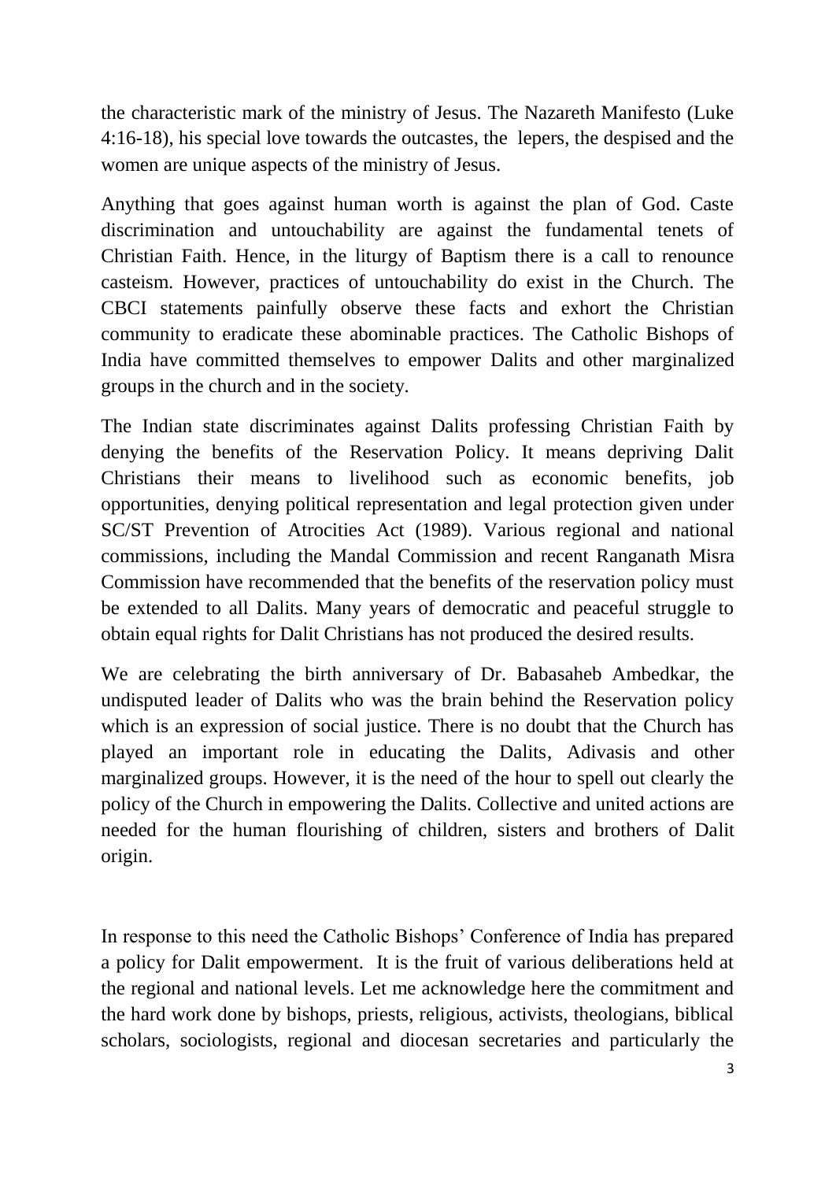the characteristic mark of the ministry of Jesus. The Nazareth Manifesto (Luke 4:16-18), his special love towards the outcastes, the lepers, the despised and the women are unique aspects of the ministry of Jesus.

Anything that goes against human worth is against the plan of God. Caste discrimination and untouchability are against the fundamental tenets of Christian Faith. Hence, in the liturgy of Baptism there is a call to renounce casteism. However, practices of untouchability do exist in the Church. The CBCI statements painfully observe these facts and exhort the Christian community to eradicate these abominable practices. The Catholic Bishops of India have committed themselves to empower Dalits and other marginalized groups in the church and in the society.

The Indian state discriminates against Dalits professing Christian Faith by denying the benefits of the Reservation Policy. It means depriving Dalit Christians their means to livelihood such as economic benefits, job opportunities, denying political representation and legal protection given under SC/ST Prevention of Atrocities Act (1989). Various regional and national commissions, including the Mandal Commission and recent Ranganath Misra Commission have recommended that the benefits of the reservation policy must be extended to all Dalits. Many years of democratic and peaceful struggle to obtain equal rights for Dalit Christians has not produced the desired results.

We are celebrating the birth anniversary of Dr. Babasaheb Ambedkar, the undisputed leader of Dalits who was the brain behind the Reservation policy which is an expression of social justice. There is no doubt that the Church has played an important role in educating the Dalits, Adivasis and other marginalized groups. However, it is the need of the hour to spell out clearly the policy of the Church in empowering the Dalits. Collective and united actions are needed for the human flourishing of children, sisters and brothers of Dalit origin.

In response to this need the Catholic Bishops' Conference of India has prepared a policy for Dalit empowerment. It is the fruit of various deliberations held at the regional and national levels. Let me acknowledge here the commitment and the hard work done by bishops, priests, religious, activists, theologians, biblical scholars, sociologists, regional and diocesan secretaries and particularly the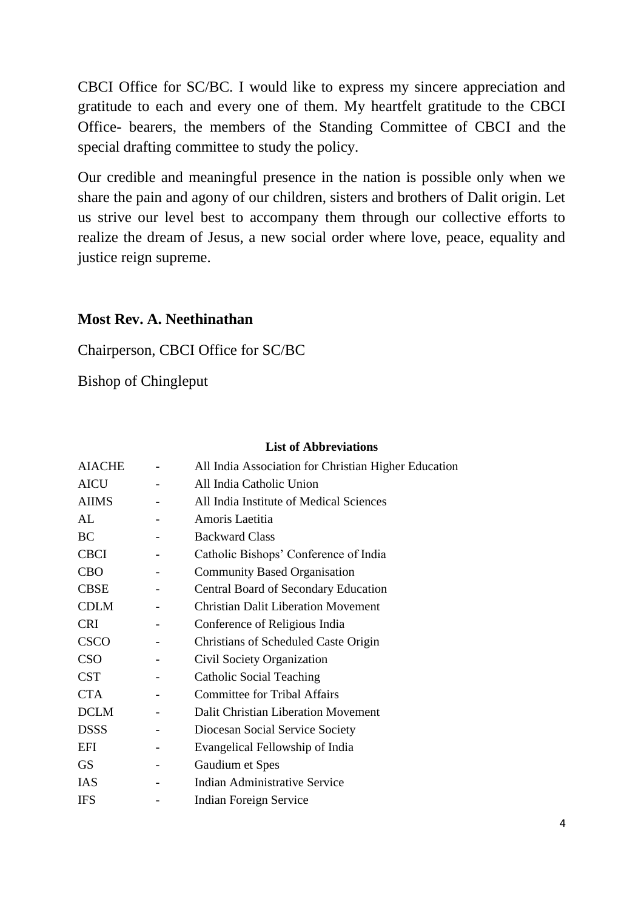CBCI Office for SC/BC. I would like to express my sincere appreciation and gratitude to each and every one of them. My heartfelt gratitude to the CBCI Office- bearers, the members of the Standing Committee of CBCI and the special drafting committee to study the policy.

Our credible and meaningful presence in the nation is possible only when we share the pain and agony of our children, sisters and brothers of Dalit origin. Let us strive our level best to accompany them through our collective efforts to realize the dream of Jesus, a new social order where love, peace, equality and justice reign supreme.

**Most Rev. A. Neethinathan**

Chairperson, CBCI Office for SC/BC

Bishop of Chingleput

**List of Abbreviations**

| | | |
|---|---|---|
| AIACHE | - | All India Association for Christian Higher Education |
| AICU | - | All India Catholic Union |
| AIIMS | - | All India Institute of Medical Sciences |
| AL | - | Amoris Laetitia |
| BC | - | Backward Class |
| CBCI | - | Catholic Bishops' Conference of India |
| CBO | - | Community Based Organisation |
| CBSE | - | Central Board of Secondary Education |
| CDLM | - | Christian Dalit Liberation Movement |
| CRI | - | Conference of Religious India |
| CSCO | - | Christians of Scheduled Caste Origin |
| CSO | - | Civil Society Organization |
| CST | - | Catholic Social Teaching |
| CTA | - | Committee for Tribal Affairs |
| DCLM | - | Dalit Christian Liberation Movement |
| DSSS | - | Diocesan Social Service Society |
| EFI | - | Evangelical Fellowship of India |
| GS | - | Gaudium et Spes |
| IAS | - | Indian Administrative Service |
| IFS | - | Indian Foreign Service |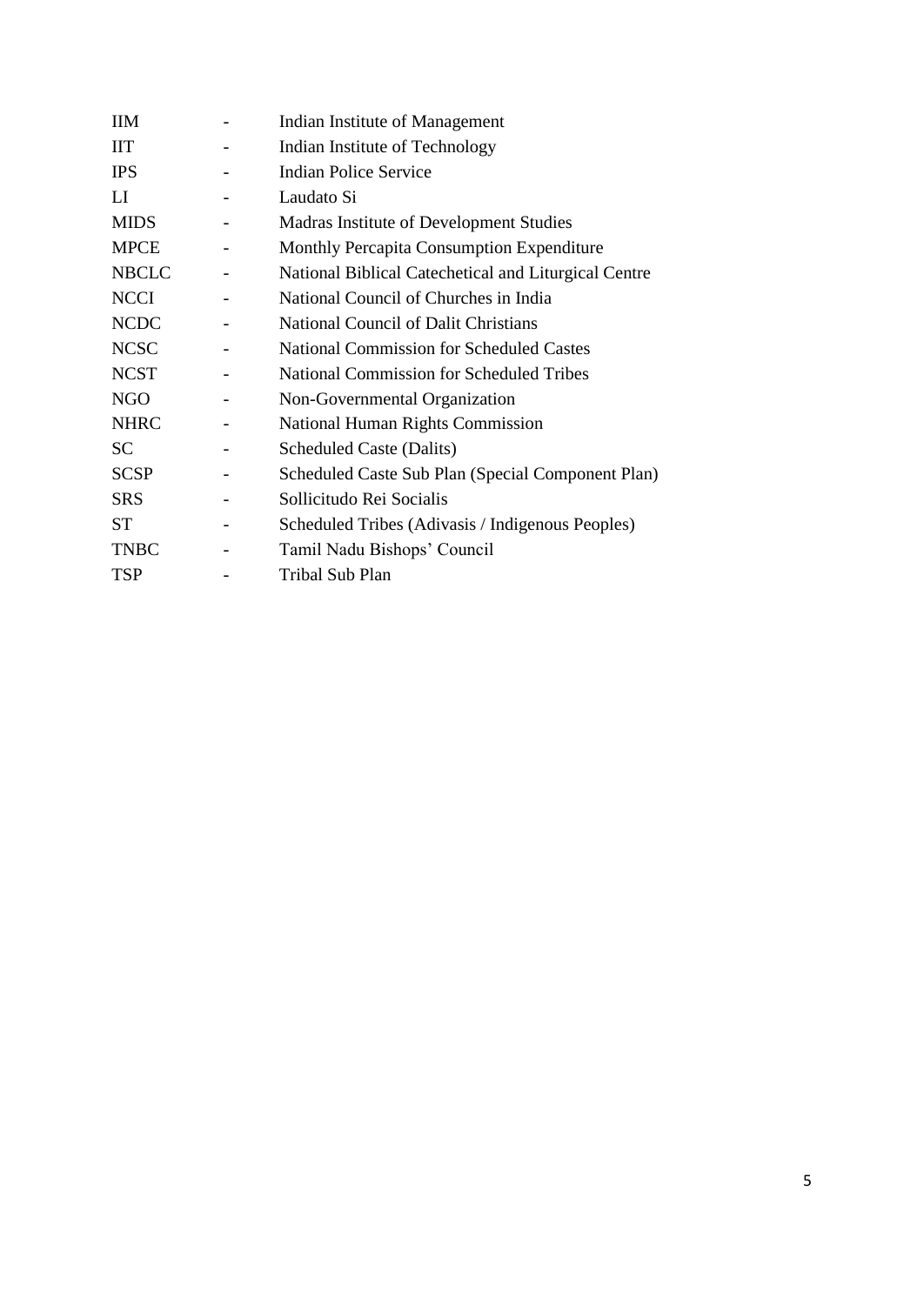| | | |
|---|---|---|
| IIM | - | Indian Institute of Management |
| IIT | - | Indian Institute of Technology |
| IPS | - | Indian Police Service |
| LI | - | Laudato Si |
| MIDS | - | Madras Institute of Development Studies |
| MPCE | - | Monthly Percapita Consumption Expenditure |
| NBCLC | - | National Biblical Catechetical and Liturgical Centre |
| NCCI | - | National Council of Churches in India |
| NCDC | - | National Council of Dalit Christians |
| NCSC | - | National Commission for Scheduled Castes |
| NCST | - | National Commission for Scheduled Tribes |
| NGO | - | Non-Governmental Organization |
| NHRC | - | National Human Rights Commission |
| SC | - | Scheduled Caste (Dalits) |
| SCSP | - | Scheduled Caste Sub Plan (Special Component Plan) |
| SRS | - | Sollicitudo Rei Socialis |
| ST | - | Scheduled Tribes (Adivasis / Indigenous Peoples) |
| TNBC | - | Tamil Nadu Bishops' Council |
| TSP | - | Tribal Sub Plan |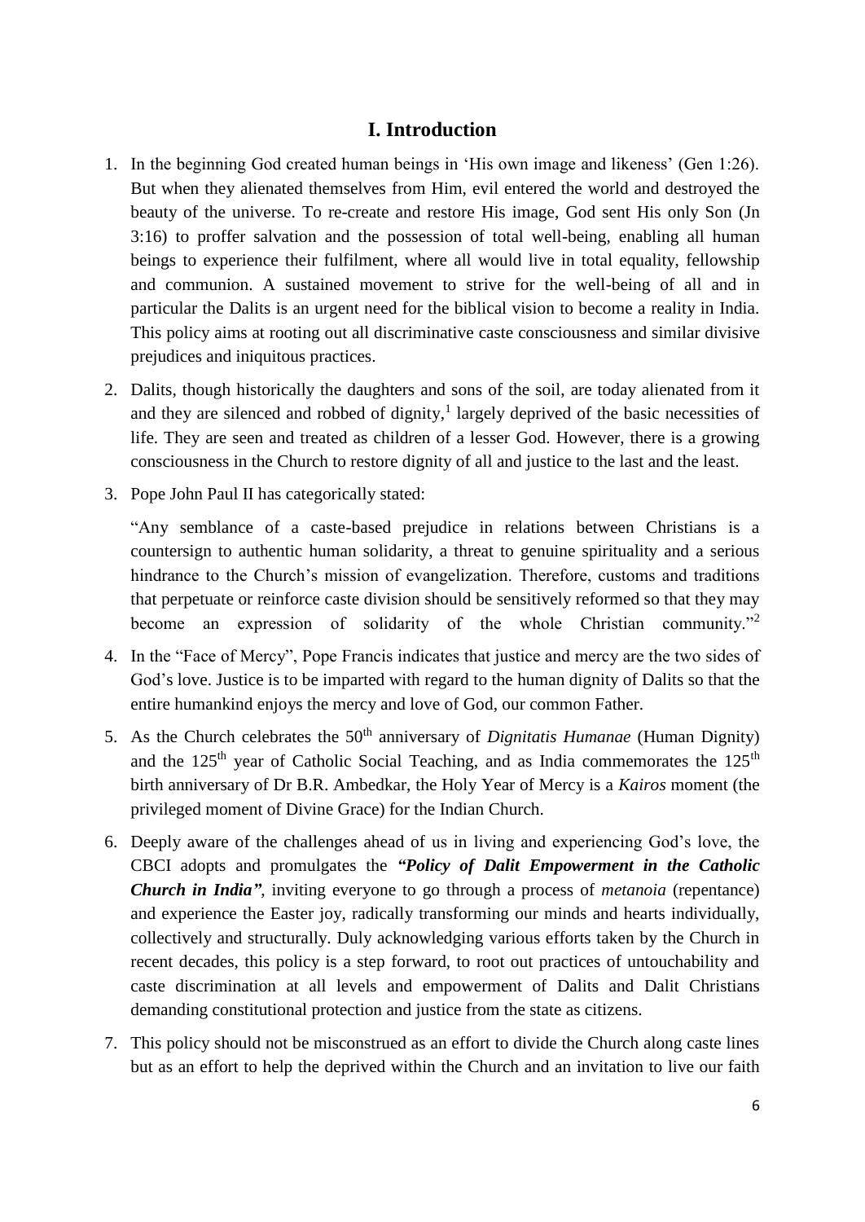## I. Introduction

1. In the beginning God created human beings in 'His own image and likeness' (Gen 1:26). But when they alienated themselves from Him, evil entered the world and destroyed the beauty of the universe. To re-create and restore His image, God sent His only Son (Jn 3:16) to proffer salvation and the possession of total well-being, enabling all human beings to experience their fulfilment, where all would live in total equality, fellowship and communion. A sustained movement to strive for the well-being of all and in particular the Dalits is an urgent need for the biblical vision to become a reality in India. This policy aims at rooting out all discriminative caste consciousness and similar divisive prejudices and iniquitous practices.

2. Dalits, though historically the daughters and sons of the soil, are today alienated from it and they are silenced and robbed of dignity,[1] largely deprived of the basic necessities of life. They are seen and treated as children of a lesser God. However, there is a growing consciousness in the Church to restore dignity of all and justice to the last and the least.

3. Pope John Paul II has categorically stated:

   "Any semblance of a caste-based prejudice in relations between Christians is a countersign to authentic human solidarity, a threat to genuine spirituality and a serious hindrance to the Church's mission of evangelization. Therefore, customs and traditions that perpetuate or reinforce caste division should be sensitively reformed so that they may become an expression of solidarity of the whole Christian community."[2]

4. In the "Face of Mercy", Pope Francis indicates that justice and mercy are the two sides of God's love. Justice is to be imparted with regard to the human dignity of Dalits so that the entire humankind enjoys the mercy and love of God, our common Father.

5. As the Church celebrates the 50th anniversary of *Dignitatis Humanae* (Human Dignity) and the 125th year of Catholic Social Teaching, and as India commemorates the 125th birth anniversary of Dr B.R. Ambedkar, the Holy Year of Mercy is a *Kairos* moment (the privileged moment of Divine Grace) for the Indian Church.

6. Deeply aware of the challenges ahead of us in living and experiencing God's love, the CBCI adopts and promulgates the ***"Policy of Dalit Empowerment in the Catholic Church in India"***, inviting everyone to go through a process of *metanoia* (repentance) and experience the Easter joy, radically transforming our minds and hearts individually, collectively and structurally. Duly acknowledging various efforts taken by the Church in recent decades, this policy is a step forward, to root out practices of untouchability and caste discrimination at all levels and empowerment of Dalits and Dalit Christians demanding constitutional protection and justice from the state as citizens.

7. This policy should not be misconstrued as an effort to divide the Church along caste lines but as an effort to help the deprived within the Church and an invitation to live our faith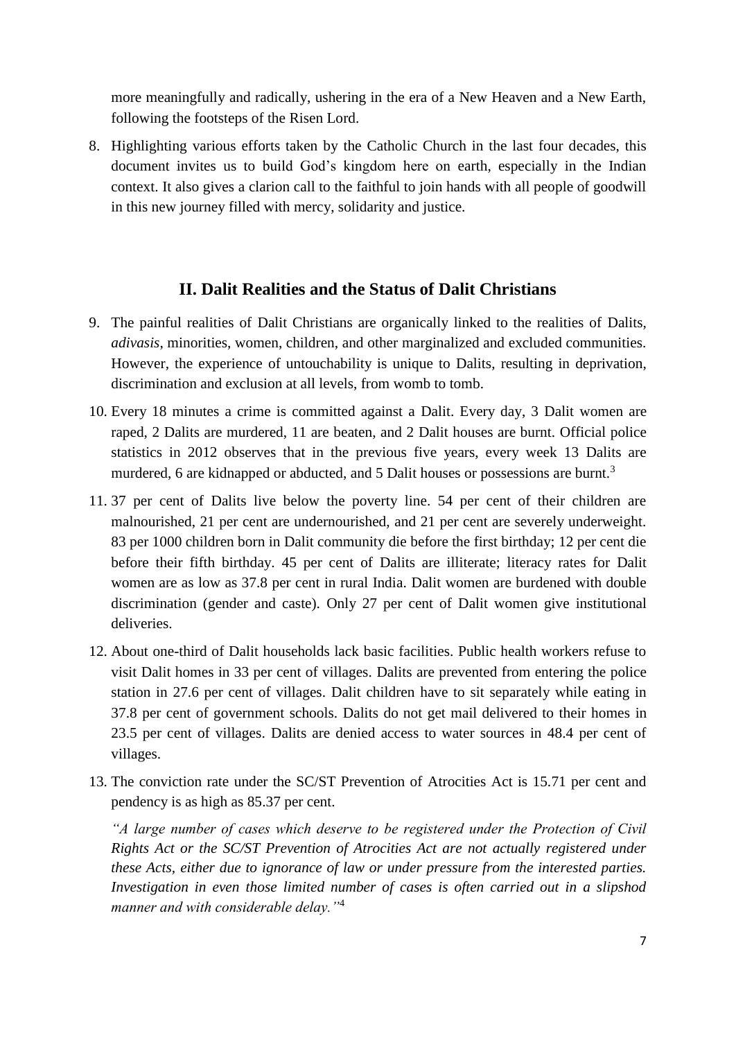more meaningfully and radically, ushering in the era of a New Heaven and a New Earth, following the footsteps of the Risen Lord.

8. Highlighting various efforts taken by the Catholic Church in the last four decades, this document invites us to build God's kingdom here on earth, especially in the Indian context. It also gives a clarion call to the faithful to join hands with all people of goodwill in this new journey filled with mercy, solidarity and justice.

## II. Dalit Realities and the Status of Dalit Christians

9. The painful realities of Dalit Christians are organically linked to the realities of Dalits, *adivasis*, minorities, women, children, and other marginalized and excluded communities. However, the experience of untouchability is unique to Dalits, resulting in deprivation, discrimination and exclusion at all levels, from womb to tomb.

10. Every 18 minutes a crime is committed against a Dalit. Every day, 3 Dalit women are raped, 2 Dalits are murdered, 11 are beaten, and 2 Dalit houses are burnt. Official police statistics in 2012 observes that in the previous five years, every week 13 Dalits are murdered, 6 are kidnapped or abducted, and 5 Dalit houses or possessions are burnt.[3]

11. 37 per cent of Dalits live below the poverty line. 54 per cent of their children are malnourished, 21 per cent are undernourished, and 21 per cent are severely underweight. 83 per 1000 children born in Dalit community die before the first birthday; 12 per cent die before their fifth birthday. 45 per cent of Dalits are illiterate; literacy rates for Dalit women are as low as 37.8 per cent in rural India. Dalit women are burdened with double discrimination (gender and caste). Only 27 per cent of Dalit women give institutional deliveries.

12. About one-third of Dalit households lack basic facilities. Public health workers refuse to visit Dalit homes in 33 per cent of villages. Dalits are prevented from entering the police station in 27.6 per cent of villages. Dalit children have to sit separately while eating in 37.8 per cent of government schools. Dalits do not get mail delivered to their homes in 23.5 per cent of villages. Dalits are denied access to water sources in 48.4 per cent of villages.

13. The conviction rate under the SC/ST Prevention of Atrocities Act is 15.71 per cent and pendency is as high as 85.37 per cent.

    *"A large number of cases which deserve to be registered under the Protection of Civil Rights Act or the SC/ST Prevention of Atrocities Act are not actually registered under these Acts, either due to ignorance of law or under pressure from the interested parties. Investigation in even those limited number of cases is often carried out in a slipshod manner and with considerable delay."*[4]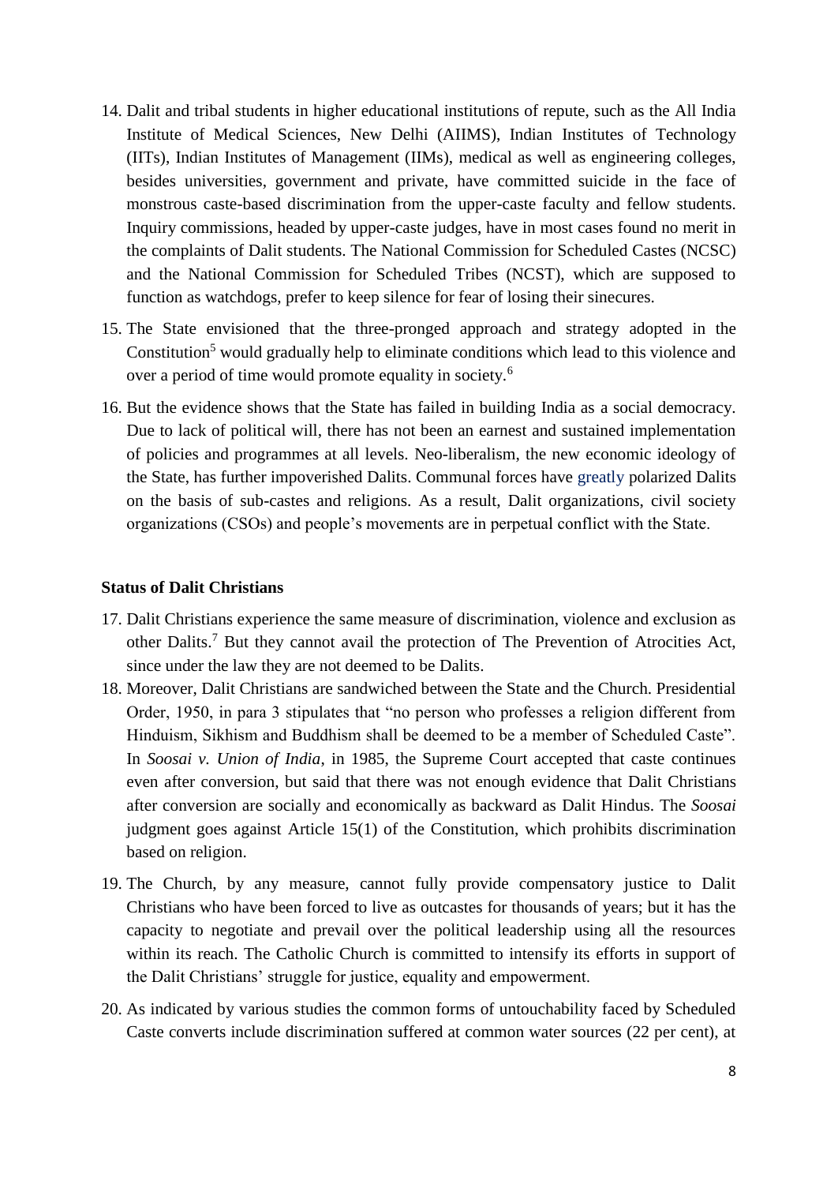14. Dalit and tribal students in higher educational institutions of repute, such as the All India Institute of Medical Sciences, New Delhi (AIIMS), Indian Institutes of Technology (IITs), Indian Institutes of Management (IIMs), medical as well as engineering colleges, besides universities, government and private, have committed suicide in the face of monstrous caste-based discrimination from the upper-caste faculty and fellow students. Inquiry commissions, headed by upper-caste judges, have in most cases found no merit in the complaints of Dalit students. The National Commission for Scheduled Castes (NCSC) and the National Commission for Scheduled Tribes (NCST), which are supposed to function as watchdogs, prefer to keep silence for fear of losing their sinecures.

15. The State envisioned that the three-pronged approach and strategy adopted in the Constitution[5] would gradually help to eliminate conditions which lead to this violence and over a period of time would promote equality in society.[6]

16. But the evidence shows that the State has failed in building India as a social democracy. Due to lack of political will, there has not been an earnest and sustained implementation of policies and programmes at all levels. Neo-liberalism, the new economic ideology of the State, has further impoverished Dalits. Communal forces have greatly polarized Dalits on the basis of sub-castes and religions. As a result, Dalit organizations, civil society organizations (CSOs) and people's movements are in perpetual conflict with the State.

**Status of Dalit Christians**

17. Dalit Christians experience the same measure of discrimination, violence and exclusion as other Dalits.[7] But they cannot avail the protection of The Prevention of Atrocities Act, since under the law they are not deemed to be Dalits.

18. Moreover, Dalit Christians are sandwiched between the State and the Church. Presidential Order, 1950, in para 3 stipulates that "no person who professes a religion different from Hinduism, Sikhism and Buddhism shall be deemed to be a member of Scheduled Caste". In *Soosai v. Union of India*, in 1985, the Supreme Court accepted that caste continues even after conversion, but said that there was not enough evidence that Dalit Christians after conversion are socially and economically as backward as Dalit Hindus. The *Soosai* judgment goes against Article 15(1) of the Constitution, which prohibits discrimination based on religion.

19. The Church, by any measure, cannot fully provide compensatory justice to Dalit Christians who have been forced to live as outcastes for thousands of years; but it has the capacity to negotiate and prevail over the political leadership using all the resources within its reach. The Catholic Church is committed to intensify its efforts in support of the Dalit Christians' struggle for justice, equality and empowerment.

20. As indicated by various studies the common forms of untouchability faced by Scheduled Caste converts include discrimination suffered at common water sources (22 per cent), at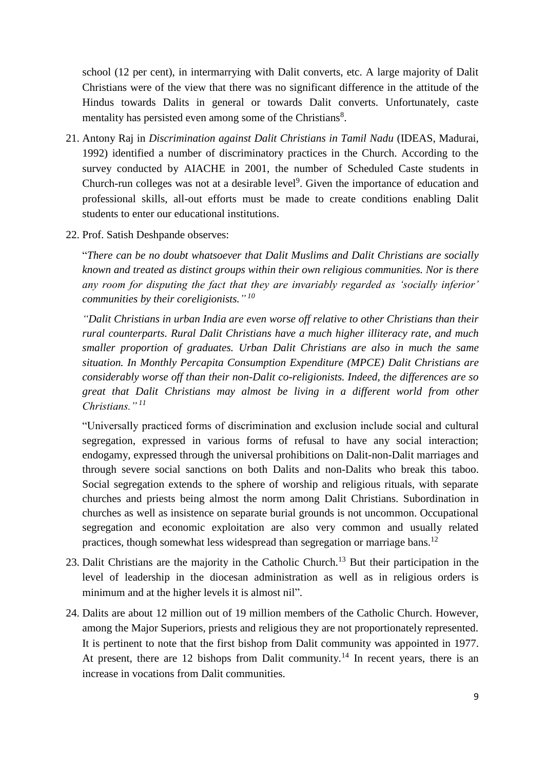school (12 per cent), in intermarrying with Dalit converts, etc. A large majority of Dalit Christians were of the view that there was no significant difference in the attitude of the Hindus towards Dalits in general or towards Dalit converts. Unfortunately, caste mentality has persisted even among some of the Christians[8].

21. Antony Raj in *Discrimination against Dalit Christians in Tamil Nadu* (IDEAS, Madurai, 1992) identified a number of discriminatory practices in the Church. According to the survey conducted by AIACHE in 2001, the number of Scheduled Caste students in Church-run colleges was not at a desirable level[9]. Given the importance of education and professional skills, all-out efforts must be made to create conditions enabling Dalit students to enter our educational institutions.

22. Prof. Satish Deshpande observes:

    "*There can be no doubt whatsoever that Dalit Muslims and Dalit Christians are socially known and treated as distinct groups within their own religious communities. Nor is there any room for disputing the fact that they are invariably regarded as 'socially inferior' communities by their coreligionists."* [10]

    *"Dalit Christians in urban India are even worse off relative to other Christians than their rural counterparts. Rural Dalit Christians have a much higher illiteracy rate, and much smaller proportion of graduates. Urban Dalit Christians are also in much the same situation. In Monthly Percapita Consumption Expenditure (MPCE) Dalit Christians are considerably worse off than their non-Dalit co-religionists. Indeed, the differences are so great that Dalit Christians may almost be living in a different world from other Christians."* [11]

    "Universally practiced forms of discrimination and exclusion include social and cultural segregation, expressed in various forms of refusal to have any social interaction; endogamy, expressed through the universal prohibitions on Dalit-non-Dalit marriages and through severe social sanctions on both Dalits and non-Dalits who break this taboo. Social segregation extends to the sphere of worship and religious rituals, with separate churches and priests being almost the norm among Dalit Christians. Subordination in churches as well as insistence on separate burial grounds is not uncommon. Occupational segregation and economic exploitation are also very common and usually related practices, though somewhat less widespread than segregation or marriage bans.[12]

23. Dalit Christians are the majority in the Catholic Church.[13] But their participation in the level of leadership in the diocesan administration as well as in religious orders is minimum and at the higher levels it is almost nil".

24. Dalits are about 12 million out of 19 million members of the Catholic Church. However, among the Major Superiors, priests and religious they are not proportionately represented. It is pertinent to note that the first bishop from Dalit community was appointed in 1977. At present, there are 12 bishops from Dalit community.[14] In recent years, there is an increase in vocations from Dalit communities.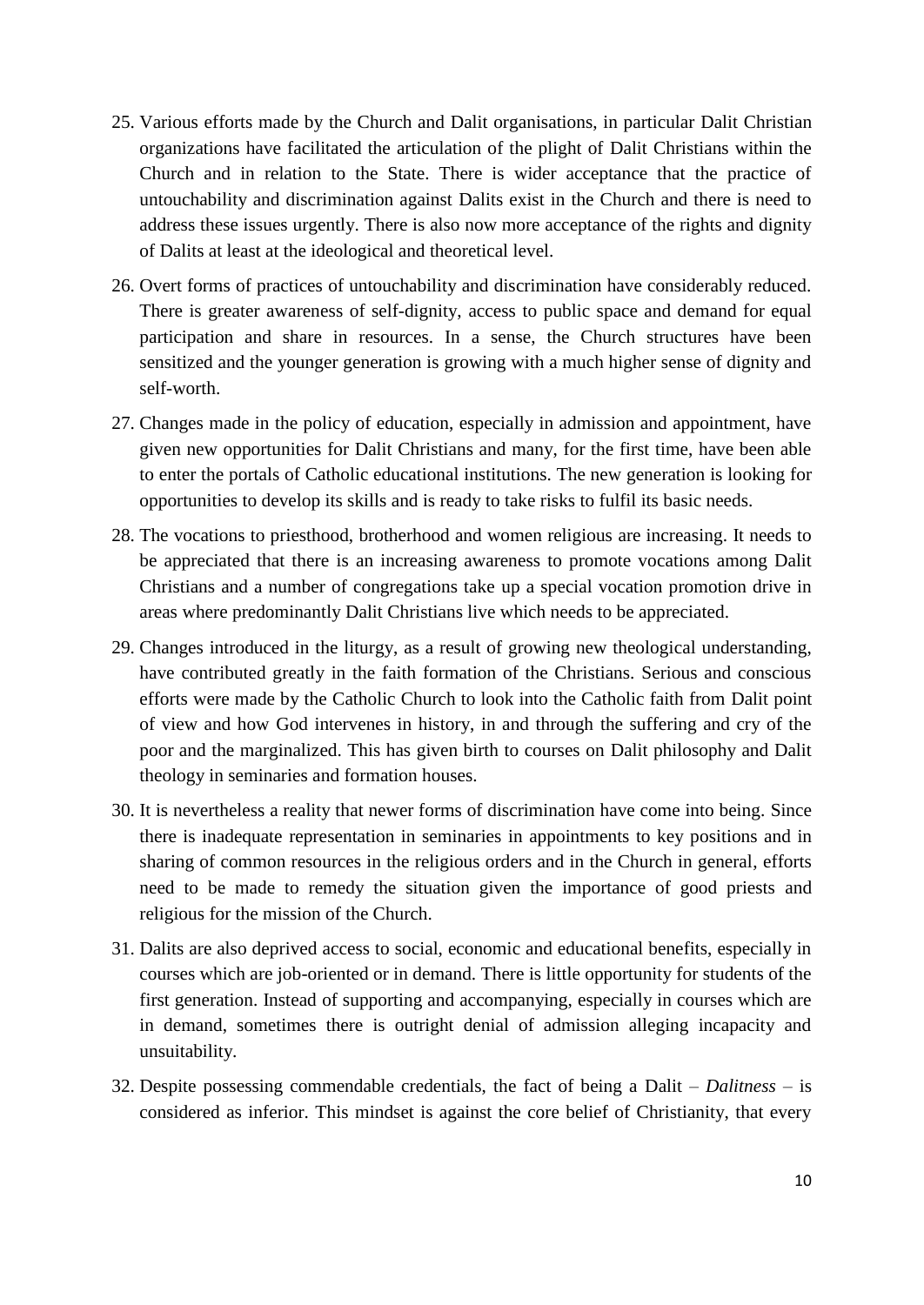25. Various efforts made by the Church and Dalit organisations, in particular Dalit Christian organizations have facilitated the articulation of the plight of Dalit Christians within the Church and in relation to the State. There is wider acceptance that the practice of untouchability and discrimination against Dalits exist in the Church and there is need to address these issues urgently. There is also now more acceptance of the rights and dignity of Dalits at least at the ideological and theoretical level.

26. Overt forms of practices of untouchability and discrimination have considerably reduced. There is greater awareness of self-dignity, access to public space and demand for equal participation and share in resources. In a sense, the Church structures have been sensitized and the younger generation is growing with a much higher sense of dignity and self-worth.

27. Changes made in the policy of education, especially in admission and appointment, have given new opportunities for Dalit Christians and many, for the first time, have been able to enter the portals of Catholic educational institutions. The new generation is looking for opportunities to develop its skills and is ready to take risks to fulfil its basic needs.

28. The vocations to priesthood, brotherhood and women religious are increasing. It needs to be appreciated that there is an increasing awareness to promote vocations among Dalit Christians and a number of congregations take up a special vocation promotion drive in areas where predominantly Dalit Christians live which needs to be appreciated.

29. Changes introduced in the liturgy, as a result of growing new theological understanding, have contributed greatly in the faith formation of the Christians. Serious and conscious efforts were made by the Catholic Church to look into the Catholic faith from Dalit point of view and how God intervenes in history, in and through the suffering and cry of the poor and the marginalized. This has given birth to courses on Dalit philosophy and Dalit theology in seminaries and formation houses.

30. It is nevertheless a reality that newer forms of discrimination have come into being. Since there is inadequate representation in seminaries in appointments to key positions and in sharing of common resources in the religious orders and in the Church in general, efforts need to be made to remedy the situation given the importance of good priests and religious for the mission of the Church.

31. Dalits are also deprived access to social, economic and educational benefits, especially in courses which are job-oriented or in demand. There is little opportunity for students of the first generation. Instead of supporting and accompanying, especially in courses which are in demand, sometimes there is outright denial of admission alleging incapacity and unsuitability.

32. Despite possessing commendable credentials, the fact of being a Dalit – *Dalitness* – is considered as inferior. This mindset is against the core belief of Christianity, that every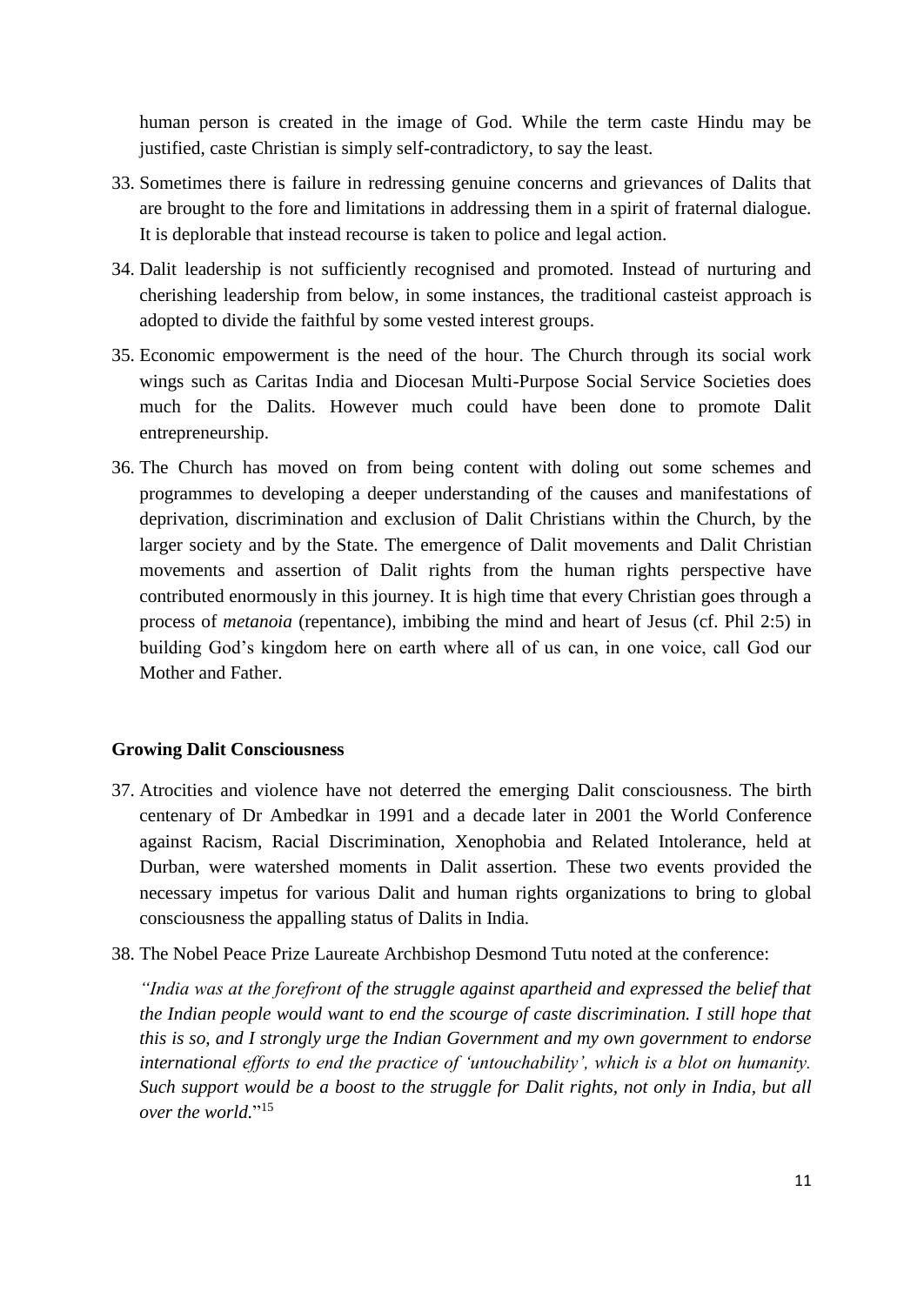human person is created in the image of God. While the term caste Hindu may be justified, caste Christian is simply self-contradictory, to say the least.

33. Sometimes there is failure in redressing genuine concerns and grievances of Dalits that are brought to the fore and limitations in addressing them in a spirit of fraternal dialogue. It is deplorable that instead recourse is taken to police and legal action.
34. Dalit leadership is not sufficiently recognised and promoted. Instead of nurturing and cherishing leadership from below, in some instances, the traditional casteist approach is adopted to divide the faithful by some vested interest groups.
35. Economic empowerment is the need of the hour. The Church through its social work wings such as Caritas India and Diocesan Multi-Purpose Social Service Societies does much for the Dalits. However much could have been done to promote Dalit entrepreneurship.
36. The Church has moved on from being content with doling out some schemes and programmes to developing a deeper understanding of the causes and manifestations of deprivation, discrimination and exclusion of Dalit Christians within the Church, by the larger society and by the State. The emergence of Dalit movements and Dalit Christian movements and assertion of Dalit rights from the human rights perspective have contributed enormously in this journey. It is high time that every Christian goes through a process of *metanoia* (repentance), imbibing the mind and heart of Jesus (cf. Phil 2:5) in building God's kingdom here on earth where all of us can, in one voice, call God our Mother and Father.

**Growing Dalit Consciousness**

37. Atrocities and violence have not deterred the emerging Dalit consciousness. The birth centenary of Dr Ambedkar in 1991 and a decade later in 2001 the World Conference against Racism, Racial Discrimination, Xenophobia and Related Intolerance, held at Durban, were watershed moments in Dalit assertion. These two events provided the necessary impetus for various Dalit and human rights organizations to bring to global consciousness the appalling status of Dalits in India.
38. The Nobel Peace Prize Laureate Archbishop Desmond Tutu noted at the conference:

    *"India was at the forefront of the struggle against apartheid and expressed the belief that the Indian people would want to end the scourge of caste discrimination. I still hope that this is so, and I strongly urge the Indian Government and my own government to endorse international efforts to end the practice of 'untouchability', which is a blot on humanity. Such support would be a boost to the struggle for Dalit rights, not only in India, but all over the world.*"[15]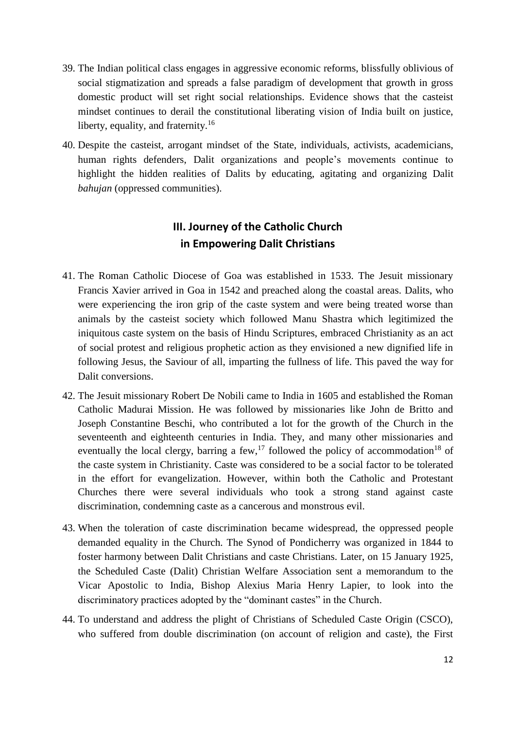39. The Indian political class engages in aggressive economic reforms, blissfully oblivious of social stigmatization and spreads a false paradigm of development that growth in gross domestic product will set right social relationships. Evidence shows that the casteist mindset continues to derail the constitutional liberating vision of India built on justice, liberty, equality, and fraternity.[16]

40. Despite the casteist, arrogant mindset of the State, individuals, activists, academicians, human rights defenders, Dalit organizations and people's movements continue to highlight the hidden realities of Dalits by educating, agitating and organizing Dalit *bahujan* (oppressed communities).

## III. Journey of the Catholic Church in Empowering Dalit Christians

41. The Roman Catholic Diocese of Goa was established in 1533. The Jesuit missionary Francis Xavier arrived in Goa in 1542 and preached along the coastal areas. Dalits, who were experiencing the iron grip of the caste system and were being treated worse than animals by the casteist society which followed Manu Shastra which legitimized the iniquitous caste system on the basis of Hindu Scriptures, embraced Christianity as an act of social protest and religious prophetic action as they envisioned a new dignified life in following Jesus, the Saviour of all, imparting the fullness of life. This paved the way for Dalit conversions.

42. The Jesuit missionary Robert De Nobili came to India in 1605 and established the Roman Catholic Madurai Mission. He was followed by missionaries like John de Britto and Joseph Constantine Beschi, who contributed a lot for the growth of the Church in the seventeenth and eighteenth centuries in India. They, and many other missionaries and eventually the local clergy, barring a few,[17] followed the policy of accommodation[18] of the caste system in Christianity. Caste was considered to be a social factor to be tolerated in the effort for evangelization. However, within both the Catholic and Protestant Churches there were several individuals who took a strong stand against caste discrimination, condemning caste as a cancerous and monstrous evil.

43. When the toleration of caste discrimination became widespread, the oppressed people demanded equality in the Church. The Synod of Pondicherry was organized in 1844 to foster harmony between Dalit Christians and caste Christians. Later, on 15 January 1925, the Scheduled Caste (Dalit) Christian Welfare Association sent a memorandum to the Vicar Apostolic to India, Bishop Alexius Maria Henry Lapier, to look into the discriminatory practices adopted by the "dominant castes" in the Church.

44. To understand and address the plight of Christians of Scheduled Caste Origin (CSCO), who suffered from double discrimination (on account of religion and caste), the First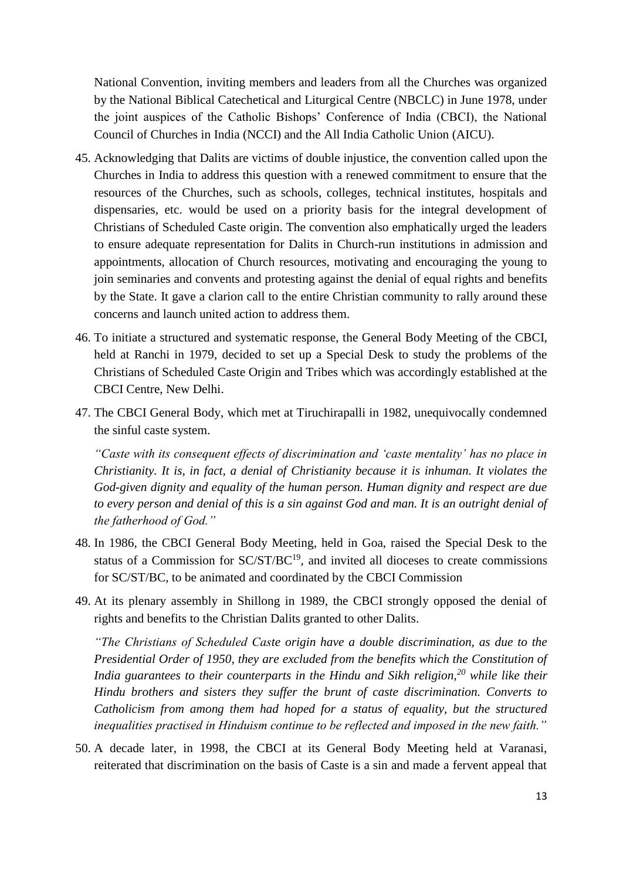National Convention, inviting members and leaders from all the Churches was organized by the National Biblical Catechetical and Liturgical Centre (NBCLC) in June 1978, under the joint auspices of the Catholic Bishops' Conference of India (CBCI), the National Council of Churches in India (NCCI) and the All India Catholic Union (AICU).

45. Acknowledging that Dalits are victims of double injustice, the convention called upon the Churches in India to address this question with a renewed commitment to ensure that the resources of the Churches, such as schools, colleges, technical institutes, hospitals and dispensaries, etc. would be used on a priority basis for the integral development of Christians of Scheduled Caste origin. The convention also emphatically urged the leaders to ensure adequate representation for Dalits in Church-run institutions in admission and appointments, allocation of Church resources, motivating and encouraging the young to join seminaries and convents and protesting against the denial of equal rights and benefits by the State. It gave a clarion call to the entire Christian community to rally around these concerns and launch united action to address them.

46. To initiate a structured and systematic response, the General Body Meeting of the CBCI, held at Ranchi in 1979, decided to set up a Special Desk to study the problems of the Christians of Scheduled Caste Origin and Tribes which was accordingly established at the CBCI Centre, New Delhi.

47. The CBCI General Body, which met at Tiruchirapalli in 1982, unequivocally condemned the sinful caste system.

   *"Caste with its consequent effects of discrimination and 'caste mentality' has no place in Christianity. It is, in fact, a denial of Christianity because it is inhuman. It violates the God-given dignity and equality of the human person. Human dignity and respect are due to every person and denial of this is a sin against God and man. It is an outright denial of the fatherhood of God."*

48. In 1986, the CBCI General Body Meeting, held in Goa, raised the Special Desk to the status of a Commission for SC/ST/BC[19], and invited all dioceses to create commissions for SC/ST/BC, to be animated and coordinated by the CBCI Commission

49. At its plenary assembly in Shillong in 1989, the CBCI strongly opposed the denial of rights and benefits to the Christian Dalits granted to other Dalits.

   *"The Christians of Scheduled Caste origin have a double discrimination, as due to the Presidential Order of 1950, they are excluded from the benefits which the Constitution of India guarantees to their counterparts in the Hindu and Sikh religion,[20] while like their Hindu brothers and sisters they suffer the brunt of caste discrimination. Converts to Catholicism from among them had hoped for a status of equality, but the structured inequalities practised in Hinduism continue to be reflected and imposed in the new faith."*

50. A decade later, in 1998, the CBCI at its General Body Meeting held at Varanasi, reiterated that discrimination on the basis of Caste is a sin and made a fervent appeal that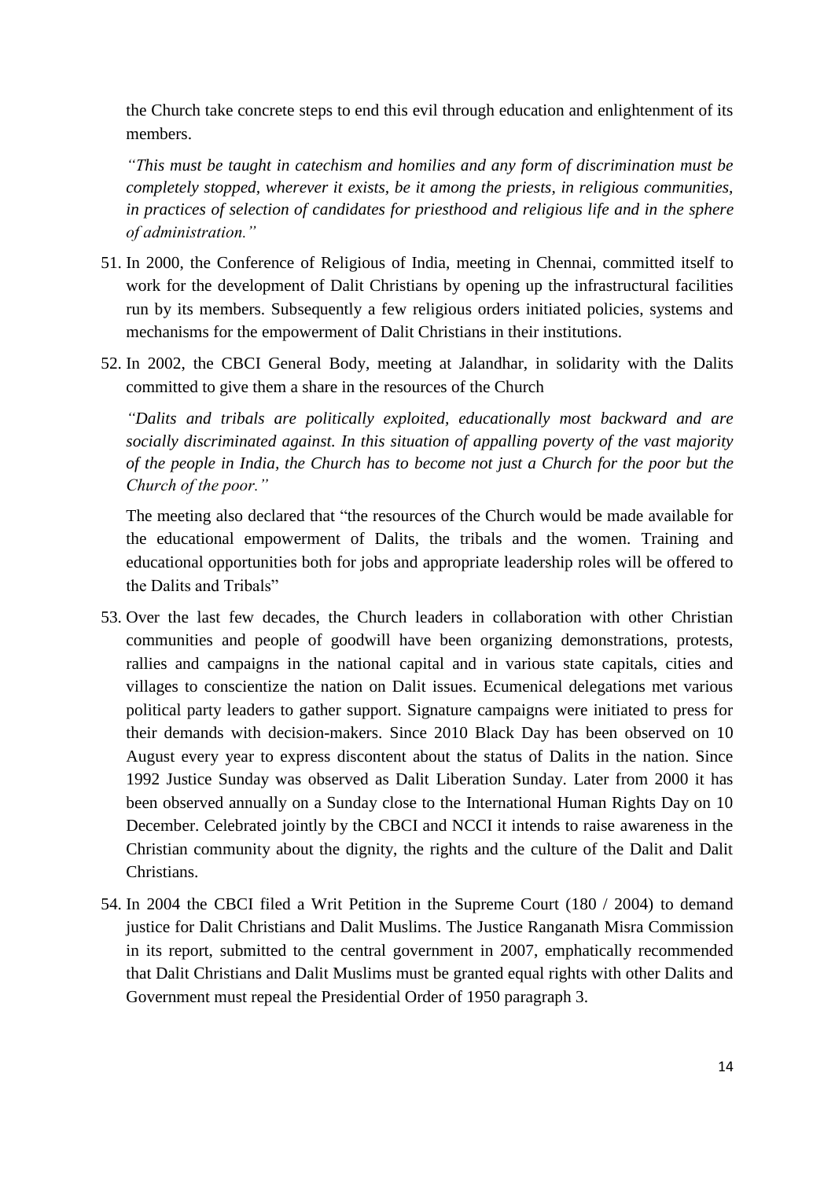the Church take concrete steps to end this evil through education and enlightenment of its members.

*"This must be taught in catechism and homilies and any form of discrimination must be completely stopped, wherever it exists, be it among the priests, in religious communities, in practices of selection of candidates for priesthood and religious life and in the sphere of administration."*

51. In 2000, the Conference of Religious of India, meeting in Chennai, committed itself to work for the development of Dalit Christians by opening up the infrastructural facilities run by its members. Subsequently a few religious orders initiated policies, systems and mechanisms for the empowerment of Dalit Christians in their institutions.

52. In 2002, the CBCI General Body, meeting at Jalandhar, in solidarity with the Dalits committed to give them a share in the resources of the Church

    *"Dalits and tribals are politically exploited, educationally most backward and are socially discriminated against. In this situation of appalling poverty of the vast majority of the people in India, the Church has to become not just a Church for the poor but the Church of the poor."*

    The meeting also declared that "the resources of the Church would be made available for the educational empowerment of Dalits, the tribals and the women. Training and educational opportunities both for jobs and appropriate leadership roles will be offered to the Dalits and Tribals"

53. Over the last few decades, the Church leaders in collaboration with other Christian communities and people of goodwill have been organizing demonstrations, protests, rallies and campaigns in the national capital and in various state capitals, cities and villages to conscientize the nation on Dalit issues. Ecumenical delegations met various political party leaders to gather support. Signature campaigns were initiated to press for their demands with decision-makers. Since 2010 Black Day has been observed on 10 August every year to express discontent about the status of Dalits in the nation. Since 1992 Justice Sunday was observed as Dalit Liberation Sunday. Later from 2000 it has been observed annually on a Sunday close to the International Human Rights Day on 10 December. Celebrated jointly by the CBCI and NCCI it intends to raise awareness in the Christian community about the dignity, the rights and the culture of the Dalit and Dalit Christians.

54. In 2004 the CBCI filed a Writ Petition in the Supreme Court (180 / 2004) to demand justice for Dalit Christians and Dalit Muslims. The Justice Ranganath Misra Commission in its report, submitted to the central government in 2007, emphatically recommended that Dalit Christians and Dalit Muslims must be granted equal rights with other Dalits and Government must repeal the Presidential Order of 1950 paragraph 3.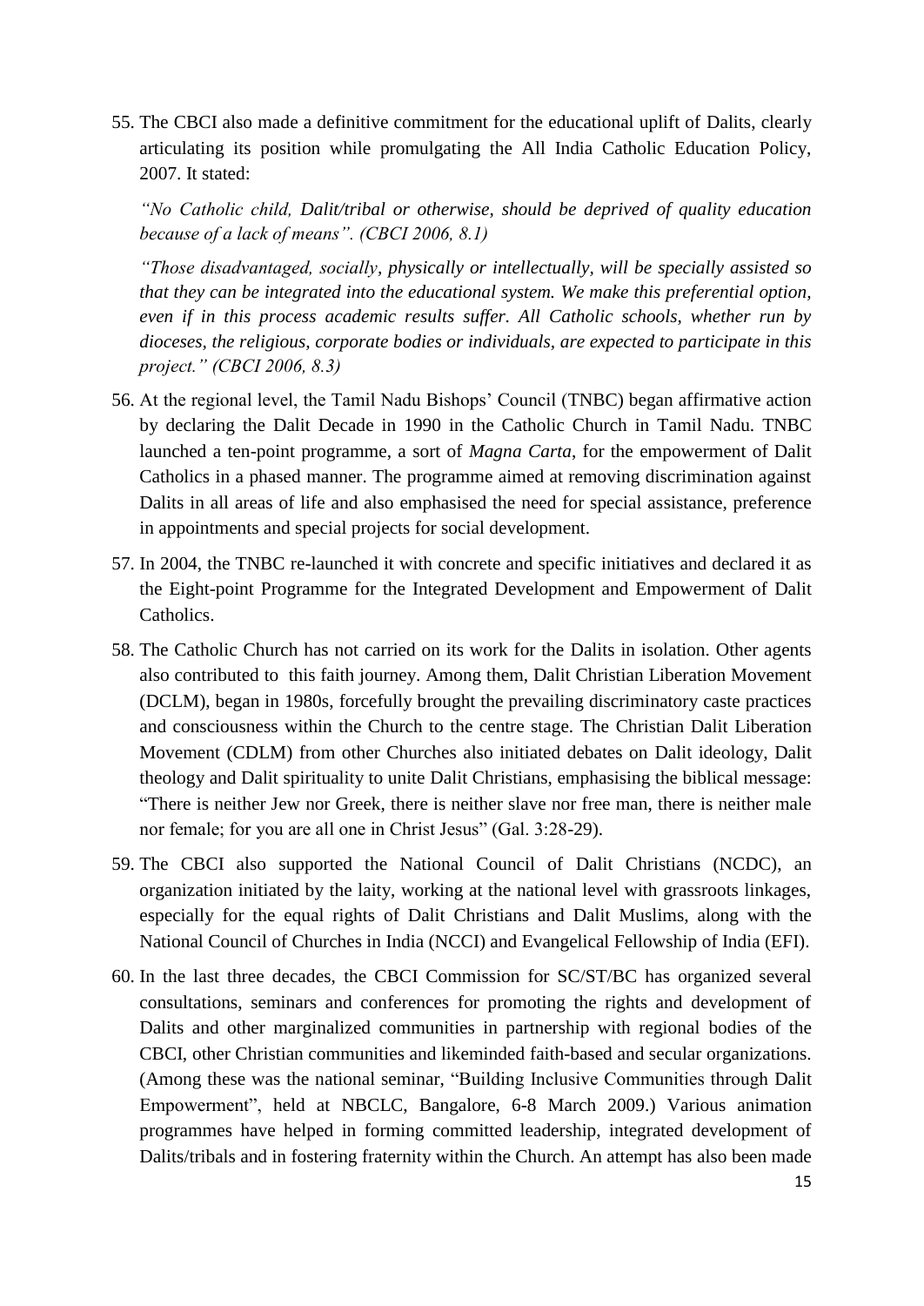55. The CBCI also made a definitive commitment for the educational uplift of Dalits, clearly articulating its position while promulgating the All India Catholic Education Policy, 2007. It stated:

    *"No Catholic child, Dalit/tribal or otherwise, should be deprived of quality education because of a lack of means". (CBCI 2006, 8.1)*

    *"Those disadvantaged, socially, physically or intellectually, will be specially assisted so that they can be integrated into the educational system. We make this preferential option, even if in this process academic results suffer. All Catholic schools, whether run by dioceses, the religious, corporate bodies or individuals, are expected to participate in this project." (CBCI 2006, 8.3)*

56. At the regional level, the Tamil Nadu Bishops' Council (TNBC) began affirmative action by declaring the Dalit Decade in 1990 in the Catholic Church in Tamil Nadu. TNBC launched a ten-point programme, a sort of *Magna Carta*, for the empowerment of Dalit Catholics in a phased manner. The programme aimed at removing discrimination against Dalits in all areas of life and also emphasised the need for special assistance, preference in appointments and special projects for social development.

57. In 2004, the TNBC re-launched it with concrete and specific initiatives and declared it as the Eight-point Programme for the Integrated Development and Empowerment of Dalit Catholics.

58. The Catholic Church has not carried on its work for the Dalits in isolation. Other agents also contributed to this faith journey. Among them, Dalit Christian Liberation Movement (DCLM), began in 1980s, forcefully brought the prevailing discriminatory caste practices and consciousness within the Church to the centre stage. The Christian Dalit Liberation Movement (CDLM) from other Churches also initiated debates on Dalit ideology, Dalit theology and Dalit spirituality to unite Dalit Christians, emphasising the biblical message: "There is neither Jew nor Greek, there is neither slave nor free man, there is neither male nor female; for you are all one in Christ Jesus" (Gal. 3:28-29).

59. The CBCI also supported the National Council of Dalit Christians (NCDC), an organization initiated by the laity, working at the national level with grassroots linkages, especially for the equal rights of Dalit Christians and Dalit Muslims, along with the National Council of Churches in India (NCCI) and Evangelical Fellowship of India (EFI).

60. In the last three decades, the CBCI Commission for SC/ST/BC has organized several consultations, seminars and conferences for promoting the rights and development of Dalits and other marginalized communities in partnership with regional bodies of the CBCI, other Christian communities and likeminded faith-based and secular organizations. (Among these was the national seminar, "Building Inclusive Communities through Dalit Empowerment", held at NBCLC, Bangalore, 6-8 March 2009.) Various animation programmes have helped in forming committed leadership, integrated development of Dalits/tribals and in fostering fraternity within the Church. An attempt has also been made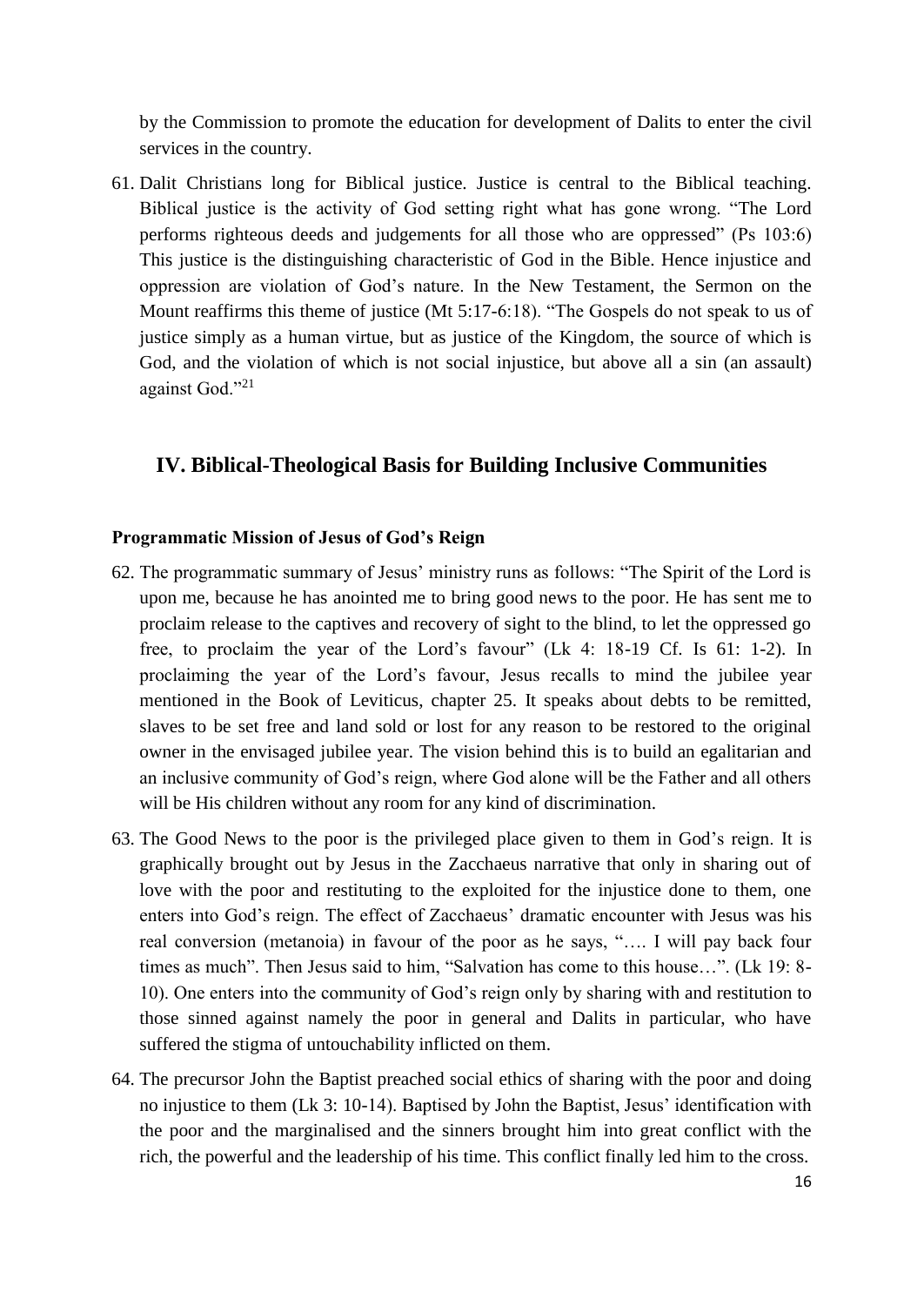by the Commission to promote the education for development of Dalits to enter the civil services in the country.

61. Dalit Christians long for Biblical justice. Justice is central to the Biblical teaching. Biblical justice is the activity of God setting right what has gone wrong. "The Lord performs righteous deeds and judgements for all those who are oppressed" (Ps 103:6) This justice is the distinguishing characteristic of God in the Bible. Hence injustice and oppression are violation of God's nature. In the New Testament, the Sermon on the Mount reaffirms this theme of justice (Mt 5:17-6:18). "The Gospels do not speak to us of justice simply as a human virtue, but as justice of the Kingdom, the source of which is God, and the violation of which is not social injustice, but above all a sin (an assault) against God."[21]

## IV. Biblical-Theological Basis for Building Inclusive Communities

### Programmatic Mission of Jesus of God's Reign

62. The programmatic summary of Jesus' ministry runs as follows: "The Spirit of the Lord is upon me, because he has anointed me to bring good news to the poor. He has sent me to proclaim release to the captives and recovery of sight to the blind, to let the oppressed go free, to proclaim the year of the Lord's favour" (Lk 4: 18-19 Cf. Is 61: 1-2). In proclaiming the year of the Lord's favour, Jesus recalls to mind the jubilee year mentioned in the Book of Leviticus, chapter 25. It speaks about debts to be remitted, slaves to be set free and land sold or lost for any reason to be restored to the original owner in the envisaged jubilee year. The vision behind this is to build an egalitarian and an inclusive community of God's reign, where God alone will be the Father and all others will be His children without any room for any kind of discrimination.

63. The Good News to the poor is the privileged place given to them in God's reign. It is graphically brought out by Jesus in the Zacchaeus narrative that only in sharing out of love with the poor and restituting to the exploited for the injustice done to them, one enters into God's reign. The effect of Zacchaeus' dramatic encounter with Jesus was his real conversion (metanoia) in favour of the poor as he says, "…. I will pay back four times as much". Then Jesus said to him, "Salvation has come to this house…". (Lk 19: 8-10). One enters into the community of God's reign only by sharing with and restitution to those sinned against namely the poor in general and Dalits in particular, who have suffered the stigma of untouchability inflicted on them.

64. The precursor John the Baptist preached social ethics of sharing with the poor and doing no injustice to them (Lk 3: 10-14). Baptised by John the Baptist, Jesus' identification with the poor and the marginalised and the sinners brought him into great conflict with the rich, the powerful and the leadership of his time. This conflict finally led him to the cross.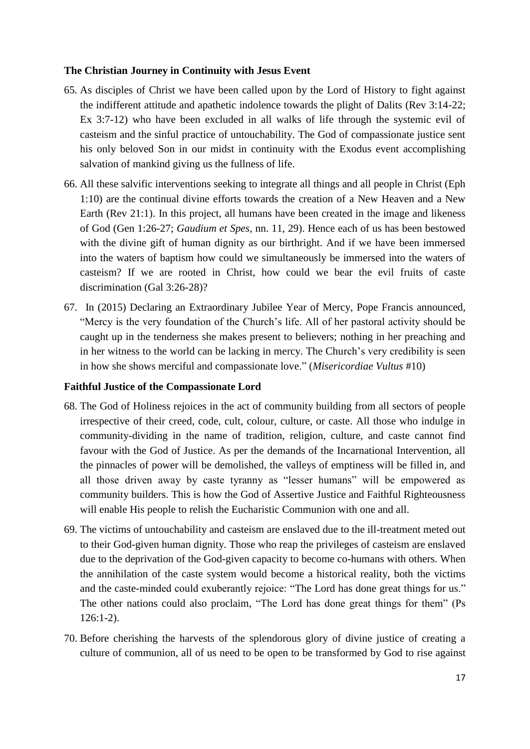**The Christian Journey in Continuity with Jesus Event**

65. As disciples of Christ we have been called upon by the Lord of History to fight against the indifferent attitude and apathetic indolence towards the plight of Dalits (Rev 3:14-22; Ex 3:7-12) who have been excluded in all walks of life through the systemic evil of casteism and the sinful practice of untouchability. The God of compassionate justice sent his only beloved Son in our midst in continuity with the Exodus event accomplishing salvation of mankind giving us the fullness of life.

66. All these salvific interventions seeking to integrate all things and all people in Christ (Eph 1:10) are the continual divine efforts towards the creation of a New Heaven and a New Earth (Rev 21:1). In this project, all humans have been created in the image and likeness of God (Gen 1:26-27; *Gaudium et Spes*, nn. 11, 29). Hence each of us has been bestowed with the divine gift of human dignity as our birthright. And if we have been immersed into the waters of baptism how could we simultaneously be immersed into the waters of casteism? If we are rooted in Christ, how could we bear the evil fruits of caste discrimination (Gal 3:26-28)?

67. In (2015) Declaring an Extraordinary Jubilee Year of Mercy, Pope Francis announced, "Mercy is the very foundation of the Church's life. All of her pastoral activity should be caught up in the tenderness she makes present to believers; nothing in her preaching and in her witness to the world can be lacking in mercy. The Church's very credibility is seen in how she shows merciful and compassionate love." (*Misericordiae Vultus* #10)

**Faithful Justice of the Compassionate Lord**

68. The God of Holiness rejoices in the act of community building from all sectors of people irrespective of their creed, code, cult, colour, culture, or caste. All those who indulge in community-dividing in the name of tradition, religion, culture, and caste cannot find favour with the God of Justice. As per the demands of the Incarnational Intervention, all the pinnacles of power will be demolished, the valleys of emptiness will be filled in, and all those driven away by caste tyranny as "lesser humans" will be empowered as community builders. This is how the God of Assertive Justice and Faithful Righteousness will enable His people to relish the Eucharistic Communion with one and all.

69. The victims of untouchability and casteism are enslaved due to the ill-treatment meted out to their God-given human dignity. Those who reap the privileges of casteism are enslaved due to the deprivation of the God-given capacity to become co-humans with others. When the annihilation of the caste system would become a historical reality, both the victims and the caste-minded could exuberantly rejoice: "The Lord has done great things for us." The other nations could also proclaim, "The Lord has done great things for them" (Ps 126:1-2).

70. Before cherishing the harvests of the splendorous glory of divine justice of creating a culture of communion, all of us need to be open to be transformed by God to rise against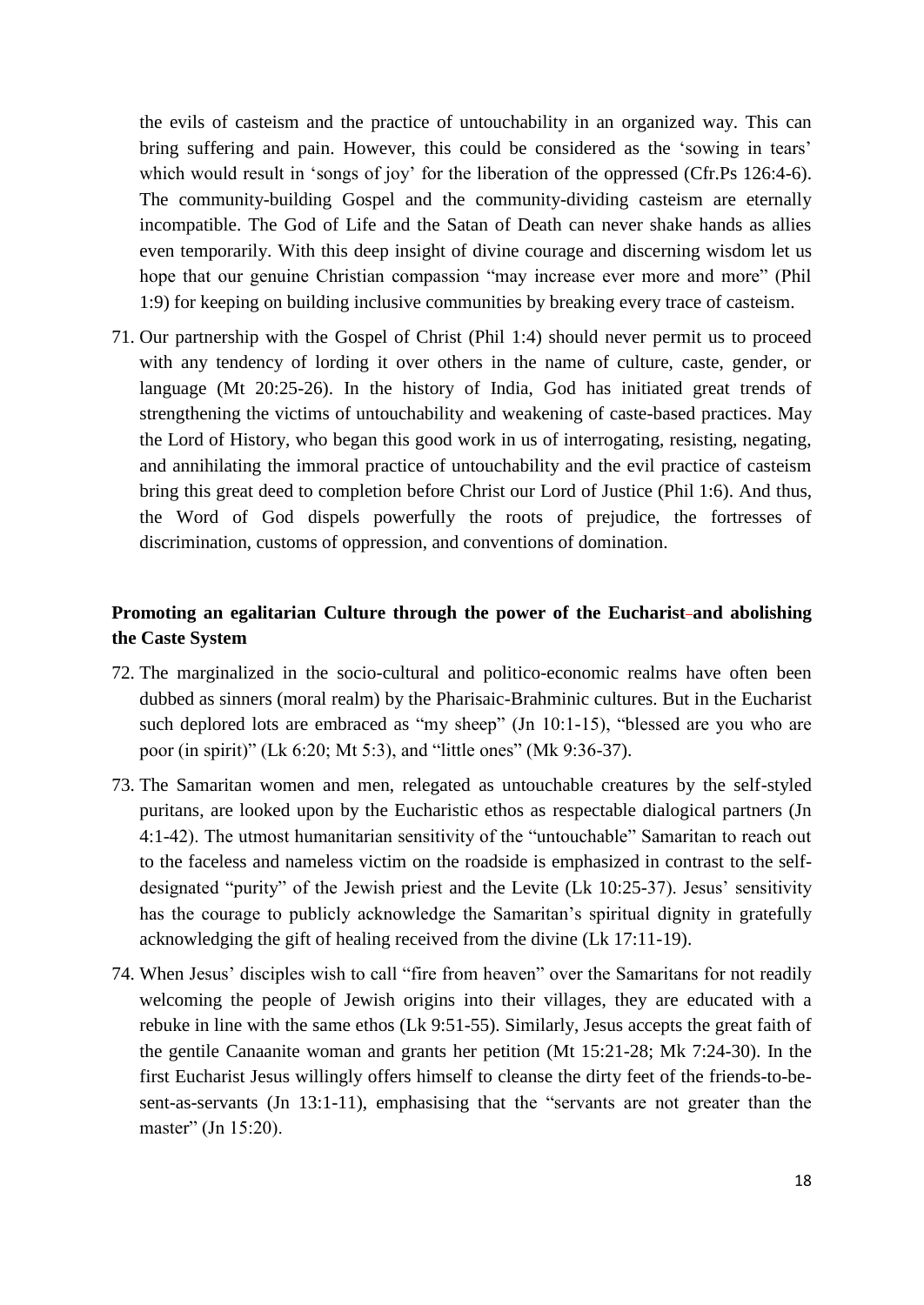the evils of casteism and the practice of untouchability in an organized way. This can bring suffering and pain. However, this could be considered as the 'sowing in tears' which would result in 'songs of joy' for the liberation of the oppressed (Cfr.Ps 126:4-6). The community-building Gospel and the community-dividing casteism are eternally incompatible. The God of Life and the Satan of Death can never shake hands as allies even temporarily. With this deep insight of divine courage and discerning wisdom let us hope that our genuine Christian compassion "may increase ever more and more" (Phil 1:9) for keeping on building inclusive communities by breaking every trace of casteism.

71. Our partnership with the Gospel of Christ (Phil 1:4) should never permit us to proceed with any tendency of lording it over others in the name of culture, caste, gender, or language (Mt 20:25-26). In the history of India, God has initiated great trends of strengthening the victims of untouchability and weakening of caste-based practices. May the Lord of History, who began this good work in us of interrogating, resisting, negating, and annihilating the immoral practice of untouchability and the evil practice of casteism bring this great deed to completion before Christ our Lord of Justice (Phil 1:6). And thus, the Word of God dispels powerfully the roots of prejudice, the fortresses of discrimination, customs of oppression, and conventions of domination.

**Promoting an egalitarian Culture through the power of the Eucharist and abolishing the Caste System**

72. The marginalized in the socio-cultural and politico-economic realms have often been dubbed as sinners (moral realm) by the Pharisaic-Brahminic cultures. But in the Eucharist such deplored lots are embraced as "my sheep" (Jn 10:1-15), "blessed are you who are poor (in spirit)" (Lk 6:20; Mt 5:3), and "little ones" (Mk 9:36-37).

73. The Samaritan women and men, relegated as untouchable creatures by the self-styled puritans, are looked upon by the Eucharistic ethos as respectable dialogical partners (Jn 4:1-42). The utmost humanitarian sensitivity of the "untouchable" Samaritan to reach out to the faceless and nameless victim on the roadside is emphasized in contrast to the self-designated "purity" of the Jewish priest and the Levite (Lk 10:25-37). Jesus' sensitivity has the courage to publicly acknowledge the Samaritan's spiritual dignity in gratefully acknowledging the gift of healing received from the divine (Lk 17:11-19).

74. When Jesus' disciples wish to call "fire from heaven" over the Samaritans for not readily welcoming the people of Jewish origins into their villages, they are educated with a rebuke in line with the same ethos (Lk 9:51-55). Similarly, Jesus accepts the great faith of the gentile Canaanite woman and grants her petition (Mt 15:21-28; Mk 7:24-30). In the first Eucharist Jesus willingly offers himself to cleanse the dirty feet of the friends-to-be-sent-as-servants (Jn 13:1-11), emphasising that the "servants are not greater than the master" (Jn 15:20).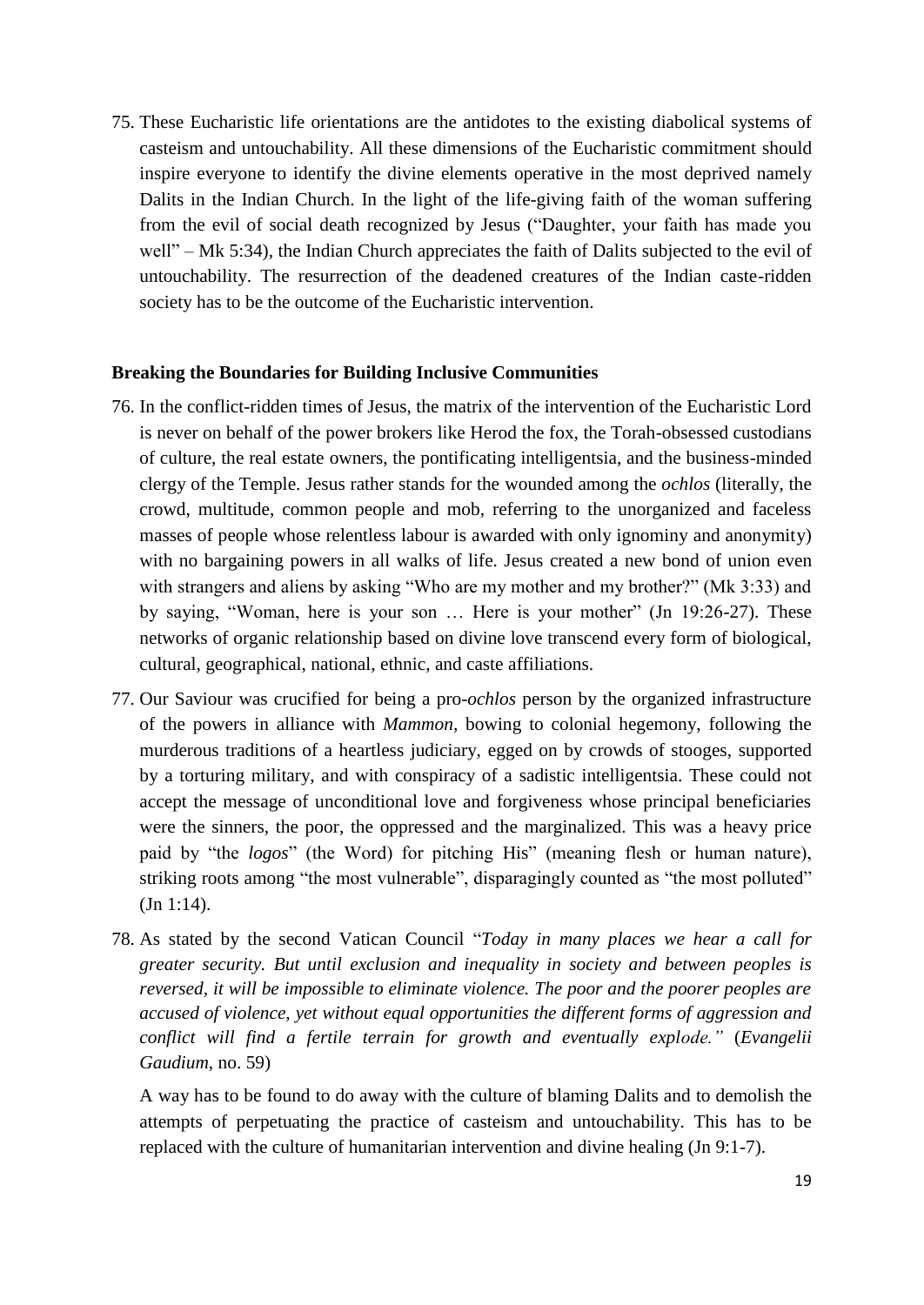75. These Eucharistic life orientations are the antidotes to the existing diabolical systems of casteism and untouchability. All these dimensions of the Eucharistic commitment should inspire everyone to identify the divine elements operative in the most deprived namely Dalits in the Indian Church. In the light of the life-giving faith of the woman suffering from the evil of social death recognized by Jesus ("Daughter, your faith has made you well" – Mk 5:34), the Indian Church appreciates the faith of Dalits subjected to the evil of untouchability. The resurrection of the deadened creatures of the Indian caste-ridden society has to be the outcome of the Eucharistic intervention.

**Breaking the Boundaries for Building Inclusive Communities**

76. In the conflict-ridden times of Jesus, the matrix of the intervention of the Eucharistic Lord is never on behalf of the power brokers like Herod the fox, the Torah-obsessed custodians of culture, the real estate owners, the pontificating intelligentsia, and the business-minded clergy of the Temple. Jesus rather stands for the wounded among the *ochlos* (literally, the crowd, multitude, common people and mob, referring to the unorganized and faceless masses of people whose relentless labour is awarded with only ignominy and anonymity) with no bargaining powers in all walks of life. Jesus created a new bond of union even with strangers and aliens by asking "Who are my mother and my brother?" (Mk 3:33) and by saying, "Woman, here is your son … Here is your mother" (Jn 19:26-27). These networks of organic relationship based on divine love transcend every form of biological, cultural, geographical, national, ethnic, and caste affiliations.

77. Our Saviour was crucified for being a pro-*ochlos* person by the organized infrastructure of the powers in alliance with *Mammon*, bowing to colonial hegemony, following the murderous traditions of a heartless judiciary, egged on by crowds of stooges, supported by a torturing military, and with conspiracy of a sadistic intelligentsia. These could not accept the message of unconditional love and forgiveness whose principal beneficiaries were the sinners, the poor, the oppressed and the marginalized. This was a heavy price paid by "the *logos*" (the Word) for pitching His" (meaning flesh or human nature), striking roots among "the most vulnerable", disparagingly counted as "the most polluted" (Jn 1:14).

78. As stated by the second Vatican Council "*Today in many places we hear a call for greater security. But until exclusion and inequality in society and between peoples is reversed, it will be impossible to eliminate violence. The poor and the poorer peoples are accused of violence, yet without equal opportunities the different forms of aggression and conflict will find a fertile terrain for growth and eventually explode.*" (*Evangelii Gaudium*, no. 59)

    A way has to be found to do away with the culture of blaming Dalits and to demolish the attempts of perpetuating the practice of casteism and untouchability. This has to be replaced with the culture of humanitarian intervention and divine healing (Jn 9:1-7).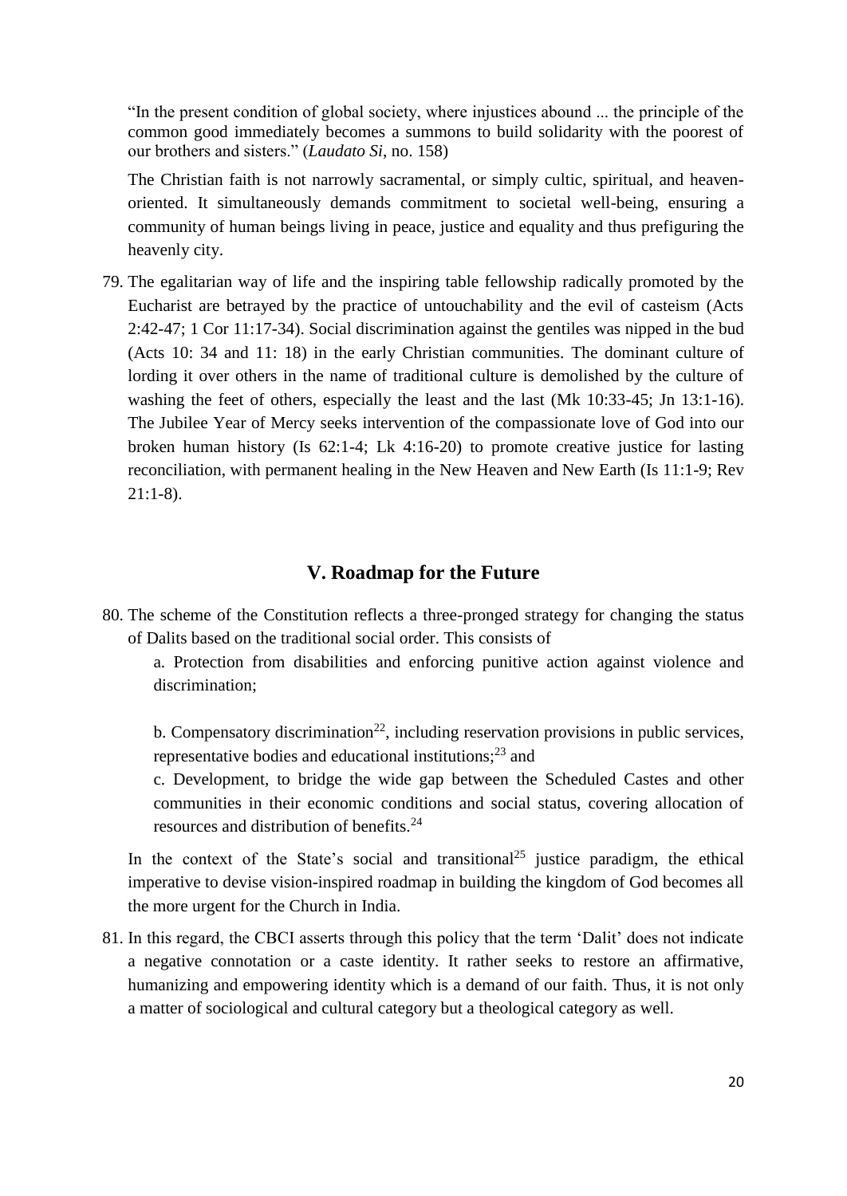"In the present condition of global society, where injustices abound ... the principle of the common good immediately becomes a summons to build solidarity with the poorest of our brothers and sisters." (*Laudato Si*, no. 158)

The Christian faith is not narrowly sacramental, or simply cultic, spiritual, and heaven-oriented. It simultaneously demands commitment to societal well-being, ensuring a community of human beings living in peace, justice and equality and thus prefiguring the heavenly city.

79. The egalitarian way of life and the inspiring table fellowship radically promoted by the Eucharist are betrayed by the practice of untouchability and the evil of casteism (Acts 2:42-47; 1 Cor 11:17-34). Social discrimination against the gentiles was nipped in the bud (Acts 10: 34 and 11: 18) in the early Christian communities. The dominant culture of lording it over others in the name of traditional culture is demolished by the culture of washing the feet of others, especially the least and the last (Mk 10:33-45; Jn 13:1-16). The Jubilee Year of Mercy seeks intervention of the compassionate love of God into our broken human history (Is 62:1-4; Lk 4:16-20) to promote creative justice for lasting reconciliation, with permanent healing in the New Heaven and New Earth (Is 11:1-9; Rev 21:1-8).

## V. Roadmap for the Future

80. The scheme of the Constitution reflects a three-pronged strategy for changing the status of Dalits based on the traditional social order. This consists of

    a. Protection from disabilities and enforcing punitive action against violence and discrimination;

    b. Compensatory discrimination[22], including reservation provisions in public services, representative bodies and educational institutions;[23] and

    c. Development, to bridge the wide gap between the Scheduled Castes and other communities in their economic conditions and social status, covering allocation of resources and distribution of benefits.[24]

    In the context of the State's social and transitional[25] justice paradigm, the ethical imperative to devise vision-inspired roadmap in building the kingdom of God becomes all the more urgent for the Church in India.

81. In this regard, the CBCI asserts through this policy that the term 'Dalit' does not indicate a negative connotation or a caste identity. It rather seeks to restore an affirmative, humanizing and empowering identity which is a demand of our faith. Thus, it is not only a matter of sociological and cultural category but a theological category as well.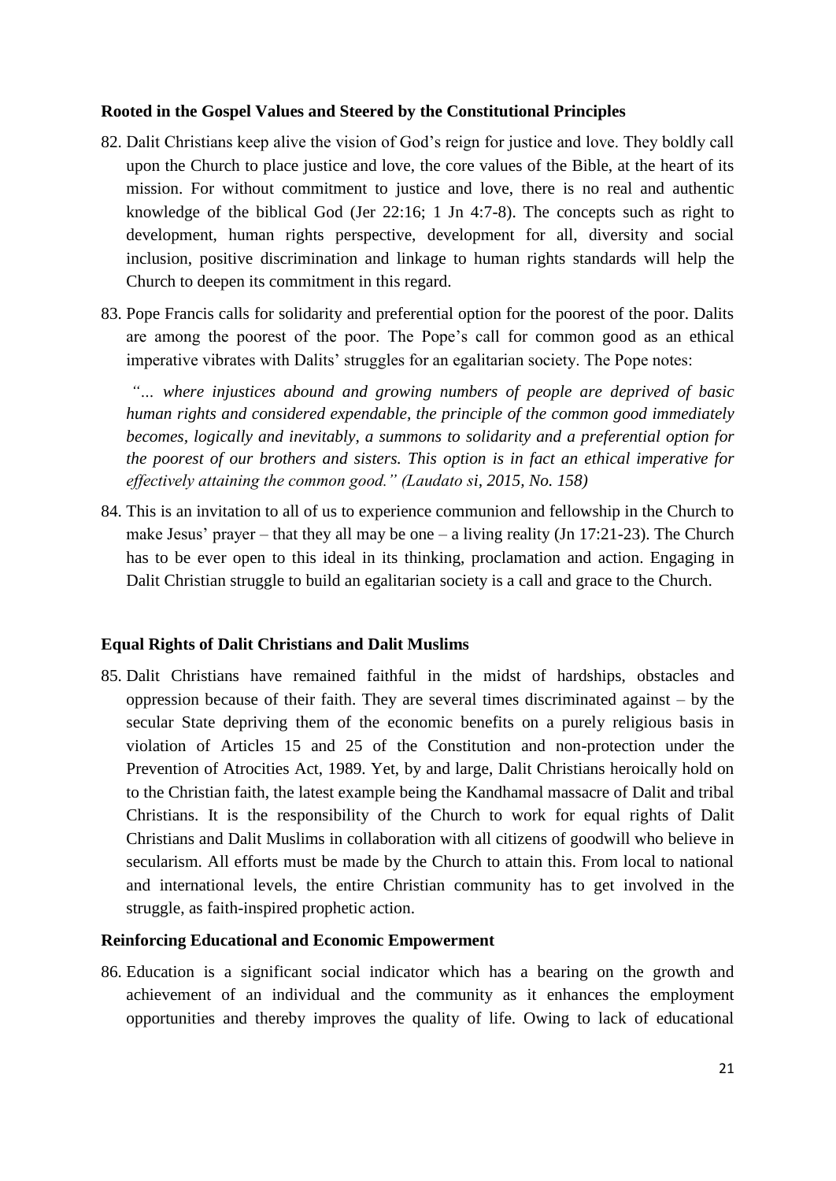**Rooted in the Gospel Values and Steered by the Constitutional Principles**

82. Dalit Christians keep alive the vision of God's reign for justice and love. They boldly call upon the Church to place justice and love, the core values of the Bible, at the heart of its mission. For without commitment to justice and love, there is no real and authentic knowledge of the biblical God (Jer 22:16; 1 Jn 4:7-8). The concepts such as right to development, human rights perspective, development for all, diversity and social inclusion, positive discrimination and linkage to human rights standards will help the Church to deepen its commitment in this regard.

83. Pope Francis calls for solidarity and preferential option for the poorest of the poor. Dalits are among the poorest of the poor. The Pope's call for common good as an ethical imperative vibrates with Dalits' struggles for an egalitarian society. The Pope notes:

   *"… where injustices abound and growing numbers of people are deprived of basic human rights and considered expendable, the principle of the common good immediately becomes, logically and inevitably, a summons to solidarity and a preferential option for the poorest of our brothers and sisters. This option is in fact an ethical imperative for effectively attaining the common good." (Laudato si, 2015, No. 158)*

84. This is an invitation to all of us to experience communion and fellowship in the Church to make Jesus' prayer – that they all may be one – a living reality (Jn 17:21-23). The Church has to be ever open to this ideal in its thinking, proclamation and action. Engaging in Dalit Christian struggle to build an egalitarian society is a call and grace to the Church.

**Equal Rights of Dalit Christians and Dalit Muslims**

85. Dalit Christians have remained faithful in the midst of hardships, obstacles and oppression because of their faith. They are several times discriminated against – by the secular State depriving them of the economic benefits on a purely religious basis in violation of Articles 15 and 25 of the Constitution and non-protection under the Prevention of Atrocities Act, 1989. Yet, by and large, Dalit Christians heroically hold on to the Christian faith, the latest example being the Kandhamal massacre of Dalit and tribal Christians. It is the responsibility of the Church to work for equal rights of Dalit Christians and Dalit Muslims in collaboration with all citizens of goodwill who believe in secularism. All efforts must be made by the Church to attain this. From local to national and international levels, the entire Christian community has to get involved in the struggle, as faith-inspired prophetic action.

**Reinforcing Educational and Economic Empowerment**

86. Education is a significant social indicator which has a bearing on the growth and achievement of an individual and the community as it enhances the employment opportunities and thereby improves the quality of life. Owing to lack of educational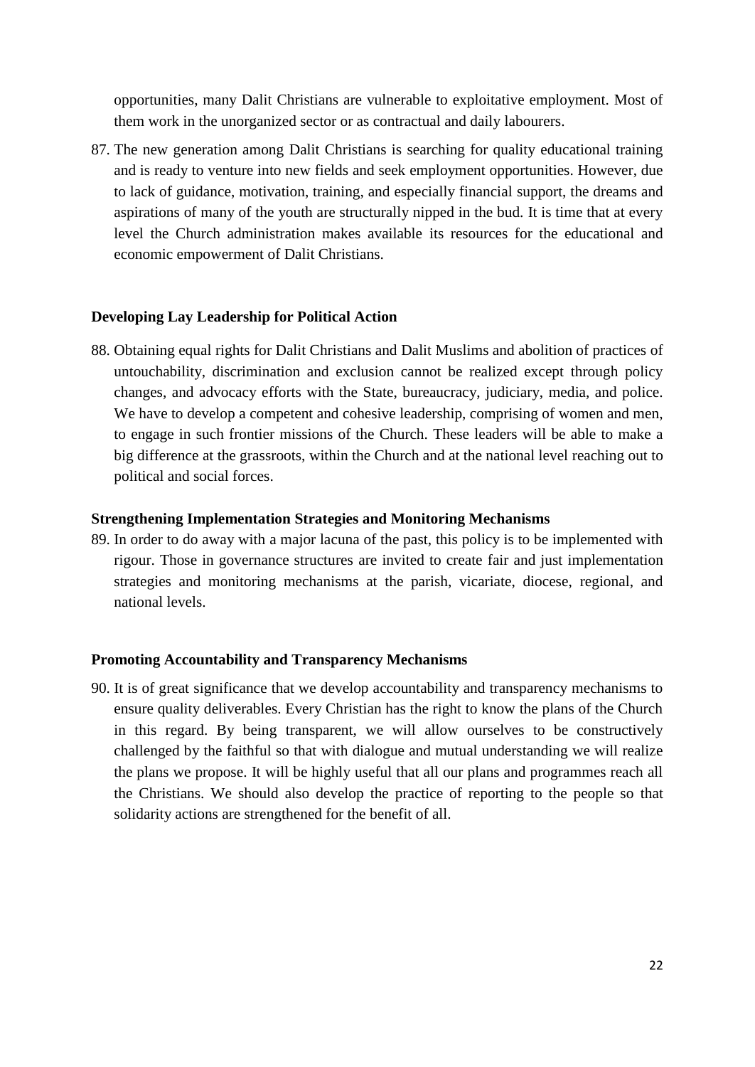opportunities, many Dalit Christians are vulnerable to exploitative employment. Most of them work in the unorganized sector or as contractual and daily labourers.

87. The new generation among Dalit Christians is searching for quality educational training and is ready to venture into new fields and seek employment opportunities. However, due to lack of guidance, motivation, training, and especially financial support, the dreams and aspirations of many of the youth are structurally nipped in the bud. It is time that at every level the Church administration makes available its resources for the educational and economic empowerment of Dalit Christians.

**Developing Lay Leadership for Political Action**

88. Obtaining equal rights for Dalit Christians and Dalit Muslims and abolition of practices of untouchability, discrimination and exclusion cannot be realized except through policy changes, and advocacy efforts with the State, bureaucracy, judiciary, media, and police. We have to develop a competent and cohesive leadership, comprising of women and men, to engage in such frontier missions of the Church. These leaders will be able to make a big difference at the grassroots, within the Church and at the national level reaching out to political and social forces.

**Strengthening Implementation Strategies and Monitoring Mechanisms**

89. In order to do away with a major lacuna of the past, this policy is to be implemented with rigour. Those in governance structures are invited to create fair and just implementation strategies and monitoring mechanisms at the parish, vicariate, diocese, regional, and national levels.

**Promoting Accountability and Transparency Mechanisms**

90. It is of great significance that we develop accountability and transparency mechanisms to ensure quality deliverables. Every Christian has the right to know the plans of the Church in this regard. By being transparent, we will allow ourselves to be constructively challenged by the faithful so that with dialogue and mutual understanding we will realize the plans we propose. It will be highly useful that all our plans and programmes reach all the Christians. We should also develop the practice of reporting to the people so that solidarity actions are strengthened for the benefit of all.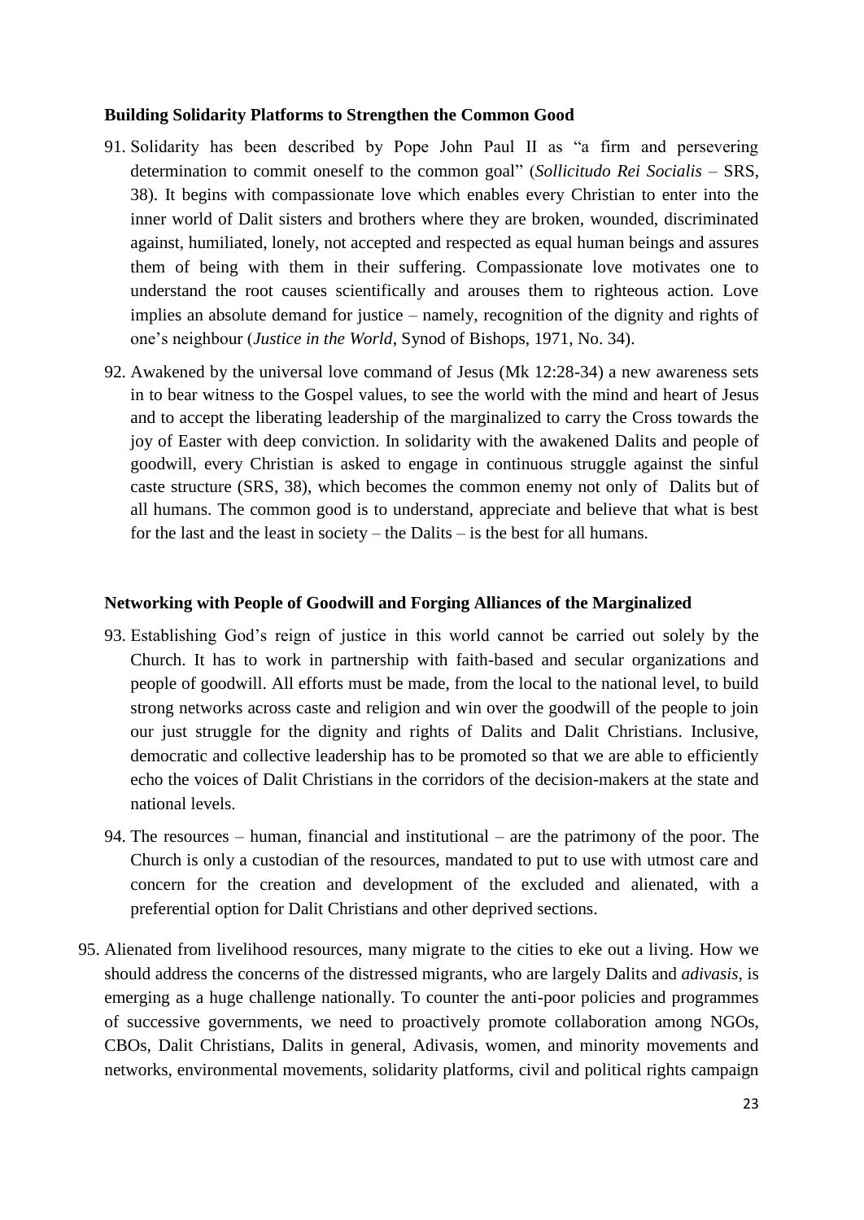**Building Solidarity Platforms to Strengthen the Common Good**

91. Solidarity has been described by Pope John Paul II as "a firm and persevering determination to commit oneself to the common goal" (*Sollicitudo Rei Socialis* – SRS, 38). It begins with compassionate love which enables every Christian to enter into the inner world of Dalit sisters and brothers where they are broken, wounded, discriminated against, humiliated, lonely, not accepted and respected as equal human beings and assures them of being with them in their suffering. Compassionate love motivates one to understand the root causes scientifically and arouses them to righteous action. Love implies an absolute demand for justice – namely, recognition of the dignity and rights of one's neighbour (*Justice in the World*, Synod of Bishops, 1971, No. 34).

92. Awakened by the universal love command of Jesus (Mk 12:28-34) a new awareness sets in to bear witness to the Gospel values, to see the world with the mind and heart of Jesus and to accept the liberating leadership of the marginalized to carry the Cross towards the joy of Easter with deep conviction. In solidarity with the awakened Dalits and people of goodwill, every Christian is asked to engage in continuous struggle against the sinful caste structure (SRS, 38), which becomes the common enemy not only of Dalits but of all humans. The common good is to understand, appreciate and believe that what is best for the last and the least in society – the Dalits – is the best for all humans.

**Networking with People of Goodwill and Forging Alliances of the Marginalized**

93. Establishing God's reign of justice in this world cannot be carried out solely by the Church. It has to work in partnership with faith-based and secular organizations and people of goodwill. All efforts must be made, from the local to the national level, to build strong networks across caste and religion and win over the goodwill of the people to join our just struggle for the dignity and rights of Dalits and Dalit Christians. Inclusive, democratic and collective leadership has to be promoted so that we are able to efficiently echo the voices of Dalit Christians in the corridors of the decision-makers at the state and national levels.

94. The resources – human, financial and institutional – are the patrimony of the poor. The Church is only a custodian of the resources, mandated to put to use with utmost care and concern for the creation and development of the excluded and alienated, with a preferential option for Dalit Christians and other deprived sections.

95. Alienated from livelihood resources, many migrate to the cities to eke out a living. How we should address the concerns of the distressed migrants, who are largely Dalits and *adivasis*, is emerging as a huge challenge nationally. To counter the anti-poor policies and programmes of successive governments, we need to proactively promote collaboration among NGOs, CBOs, Dalit Christians, Dalits in general, Adivasis, women, and minority movements and networks, environmental movements, solidarity platforms, civil and political rights campaign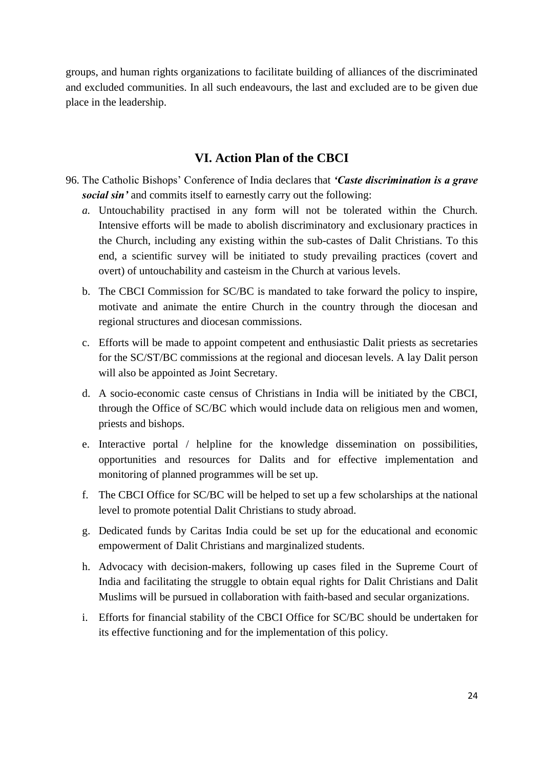groups, and human rights organizations to facilitate building of alliances of the discriminated and excluded communities. In all such endeavours, the last and excluded are to be given due place in the leadership.

## VI. Action Plan of the CBCI

96. The Catholic Bishops' Conference of India declares that ***'Caste discrimination is a grave social sin'*** and commits itself to earnestly carry out the following:

    *a.* Untouchability practised in any form will not be tolerated within the Church. Intensive efforts will be made to abolish discriminatory and exclusionary practices in the Church, including any existing within the sub-castes of Dalit Christians. To this end, a scientific survey will be initiated to study prevailing practices (covert and overt) of untouchability and casteism in the Church at various levels.

    b. The CBCI Commission for SC/BC is mandated to take forward the policy to inspire, motivate and animate the entire Church in the country through the diocesan and regional structures and diocesan commissions.

    c. Efforts will be made to appoint competent and enthusiastic Dalit priests as secretaries for the SC/ST/BC commissions at the regional and diocesan levels. A lay Dalit person will also be appointed as Joint Secretary.

    d. A socio-economic caste census of Christians in India will be initiated by the CBCI, through the Office of SC/BC which would include data on religious men and women, priests and bishops.

    e. Interactive portal / helpline for the knowledge dissemination on possibilities, opportunities and resources for Dalits and for effective implementation and monitoring of planned programmes will be set up.

    f. The CBCI Office for SC/BC will be helped to set up a few scholarships at the national level to promote potential Dalit Christians to study abroad.

    g. Dedicated funds by Caritas India could be set up for the educational and economic empowerment of Dalit Christians and marginalized students.

    h. Advocacy with decision-makers, following up cases filed in the Supreme Court of India and facilitating the struggle to obtain equal rights for Dalit Christians and Dalit Muslims will be pursued in collaboration with faith-based and secular organizations.

    i. Efforts for financial stability of the CBCI Office for SC/BC should be undertaken for its effective functioning and for the implementation of this policy.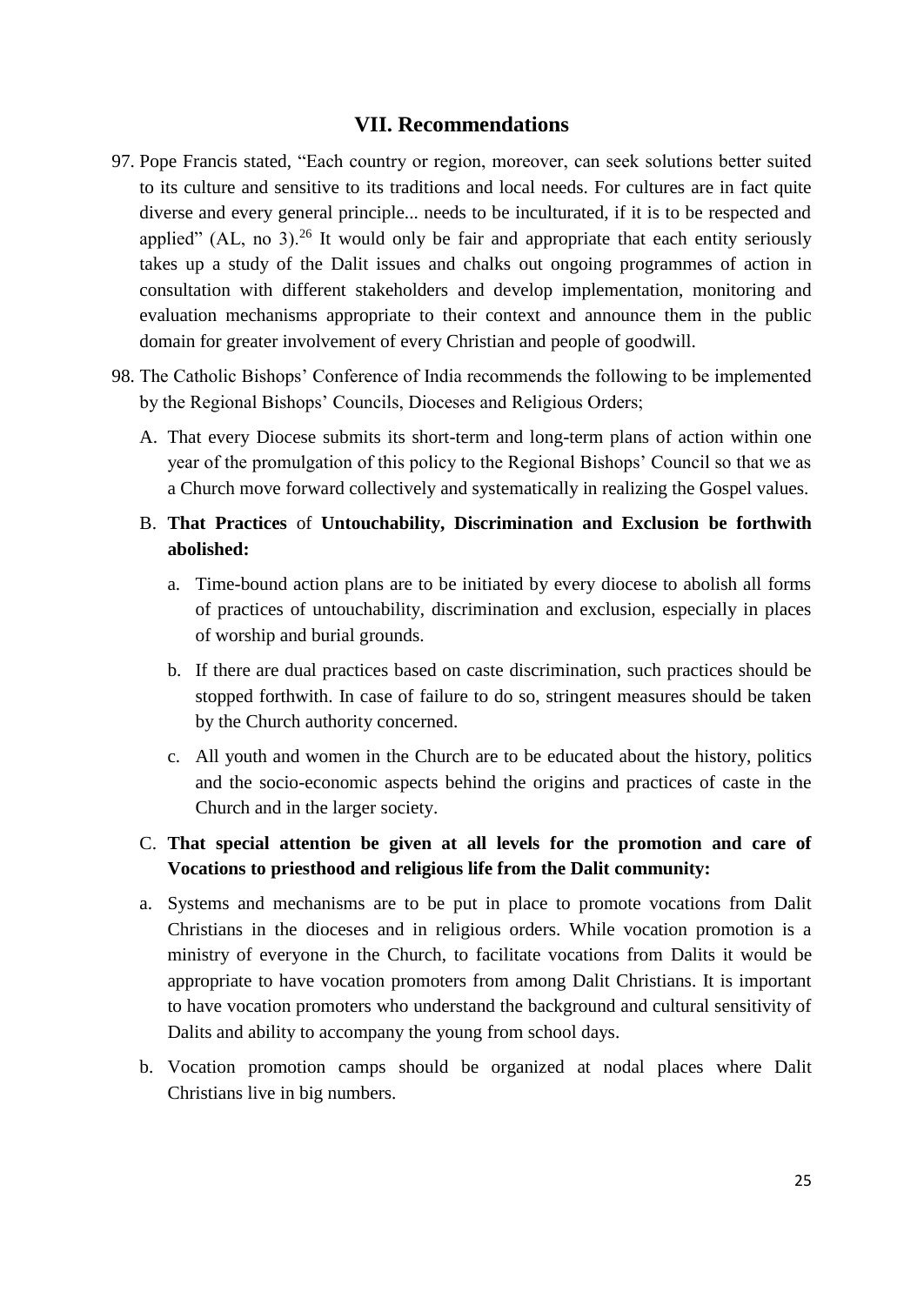## VII. Recommendations

97. Pope Francis stated, "Each country or region, moreover, can seek solutions better suited to its culture and sensitive to its traditions and local needs. For cultures are in fact quite diverse and every general principle... needs to be inculturated, if it is to be respected and applied" (AL, no 3).[26] It would only be fair and appropriate that each entity seriously takes up a study of the Dalit issues and chalks out ongoing programmes of action in consultation with different stakeholders and develop implementation, monitoring and evaluation mechanisms appropriate to their context and announce them in the public domain for greater involvement of every Christian and people of goodwill.

98. The Catholic Bishops' Conference of India recommends the following to be implemented by the Regional Bishops' Councils, Dioceses and Religious Orders;

   A. That every Diocese submits its short-term and long-term plans of action within one year of the promulgation of this policy to the Regional Bishops' Council so that we as a Church move forward collectively and systematically in realizing the Gospel values.

   B. **That Practices** of **Untouchability, Discrimination and Exclusion be forthwith abolished:**

      a. Time-bound action plans are to be initiated by every diocese to abolish all forms of practices of untouchability, discrimination and exclusion, especially in places of worship and burial grounds.

      b. If there are dual practices based on caste discrimination, such practices should be stopped forthwith. In case of failure to do so, stringent measures should be taken by the Church authority concerned.

      c. All youth and women in the Church are to be educated about the history, politics and the socio-economic aspects behind the origins and practices of caste in the Church and in the larger society.

   C. **That special attention be given at all levels for the promotion and care of Vocations to priesthood and religious life from the Dalit community:**

   a. Systems and mechanisms are to be put in place to promote vocations from Dalit Christians in the dioceses and in religious orders. While vocation promotion is a ministry of everyone in the Church, to facilitate vocations from Dalits it would be appropriate to have vocation promoters from among Dalit Christians. It is important to have vocation promoters who understand the background and cultural sensitivity of Dalits and ability to accompany the young from school days.

   b. Vocation promotion camps should be organized at nodal places where Dalit Christians live in big numbers.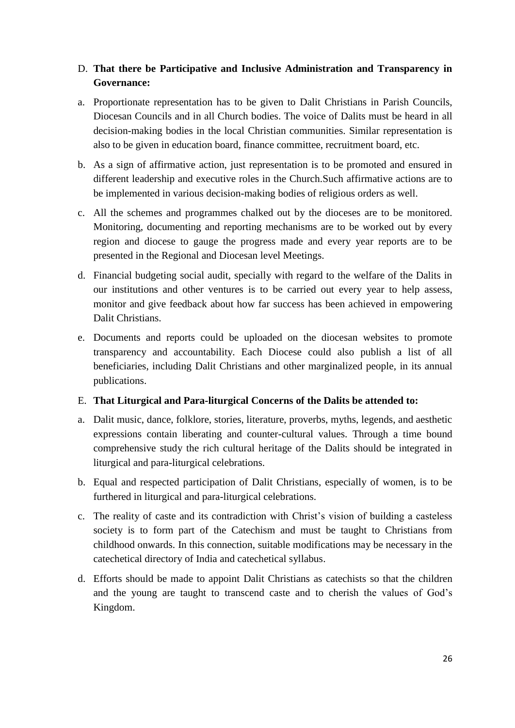D. **That there be Participative and Inclusive Administration and Transparency in Governance:**

a. Proportionate representation has to be given to Dalit Christians in Parish Councils, Diocesan Councils and in all Church bodies. The voice of Dalits must be heard in all decision-making bodies in the local Christian communities. Similar representation is also to be given in education board, finance committee, recruitment board, etc.

b. As a sign of affirmative action, just representation is to be promoted and ensured in different leadership and executive roles in the Church.Such affirmative actions are to be implemented in various decision-making bodies of religious orders as well.

c. All the schemes and programmes chalked out by the dioceses are to be monitored. Monitoring, documenting and reporting mechanisms are to be worked out by every region and diocese to gauge the progress made and every year reports are to be presented in the Regional and Diocesan level Meetings.

d. Financial budgeting social audit, specially with regard to the welfare of the Dalits in our institutions and other ventures is to be carried out every year to help assess, monitor and give feedback about how far success has been achieved in empowering Dalit Christians.

e. Documents and reports could be uploaded on the diocesan websites to promote transparency and accountability. Each Diocese could also publish a list of all beneficiaries, including Dalit Christians and other marginalized people, in its annual publications.

E. **That Liturgical and Para-liturgical Concerns of the Dalits be attended to:**

a. Dalit music, dance, folklore, stories, literature, proverbs, myths, legends, and aesthetic expressions contain liberating and counter-cultural values. Through a time bound comprehensive study the rich cultural heritage of the Dalits should be integrated in liturgical and para-liturgical celebrations.

b. Equal and respected participation of Dalit Christians, especially of women, is to be furthered in liturgical and para-liturgical celebrations.

c. The reality of caste and its contradiction with Christ's vision of building a casteless society is to form part of the Catechism and must be taught to Christians from childhood onwards. In this connection, suitable modifications may be necessary in the catechetical directory of India and catechetical syllabus.

d. Efforts should be made to appoint Dalit Christians as catechists so that the children and the young are taught to transcend caste and to cherish the values of God's Kingdom.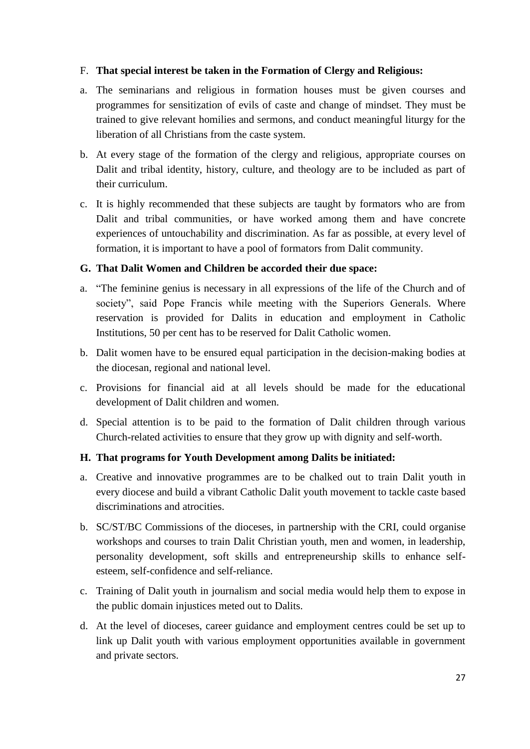F. **That special interest be taken in the Formation of Clergy and Religious:**

a. The seminarians and religious in formation houses must be given courses and programmes for sensitization of evils of caste and change of mindset. They must be trained to give relevant homilies and sermons, and conduct meaningful liturgy for the liberation of all Christians from the caste system.

b. At every stage of the formation of the clergy and religious, appropriate courses on Dalit and tribal identity, history, culture, and theology are to be included as part of their curriculum.

c. It is highly recommended that these subjects are taught by formators who are from Dalit and tribal communities, or have worked among them and have concrete experiences of untouchability and discrimination. As far as possible, at every level of formation, it is important to have a pool of formators from Dalit community.

**G. That Dalit Women and Children be accorded their due space:**

a. "The feminine genius is necessary in all expressions of the life of the Church and of society", said Pope Francis while meeting with the Superiors Generals. Where reservation is provided for Dalits in education and employment in Catholic Institutions, 50 per cent has to be reserved for Dalit Catholic women.

b. Dalit women have to be ensured equal participation in the decision-making bodies at the diocesan, regional and national level.

c. Provisions for financial aid at all levels should be made for the educational development of Dalit children and women.

d. Special attention is to be paid to the formation of Dalit children through various Church-related activities to ensure that they grow up with dignity and self-worth.

**H. That programs for Youth Development among Dalits be initiated:**

a. Creative and innovative programmes are to be chalked out to train Dalit youth in every diocese and build a vibrant Catholic Dalit youth movement to tackle caste based discriminations and atrocities.

b. SC/ST/BC Commissions of the dioceses, in partnership with the CRI, could organise workshops and courses to train Dalit Christian youth, men and women, in leadership, personality development, soft skills and entrepreneurship skills to enhance self-esteem, self-confidence and self-reliance.

c. Training of Dalit youth in journalism and social media would help them to expose in the public domain injustices meted out to Dalits.

d. At the level of dioceses, career guidance and employment centres could be set up to link up Dalit youth with various employment opportunities available in government and private sectors.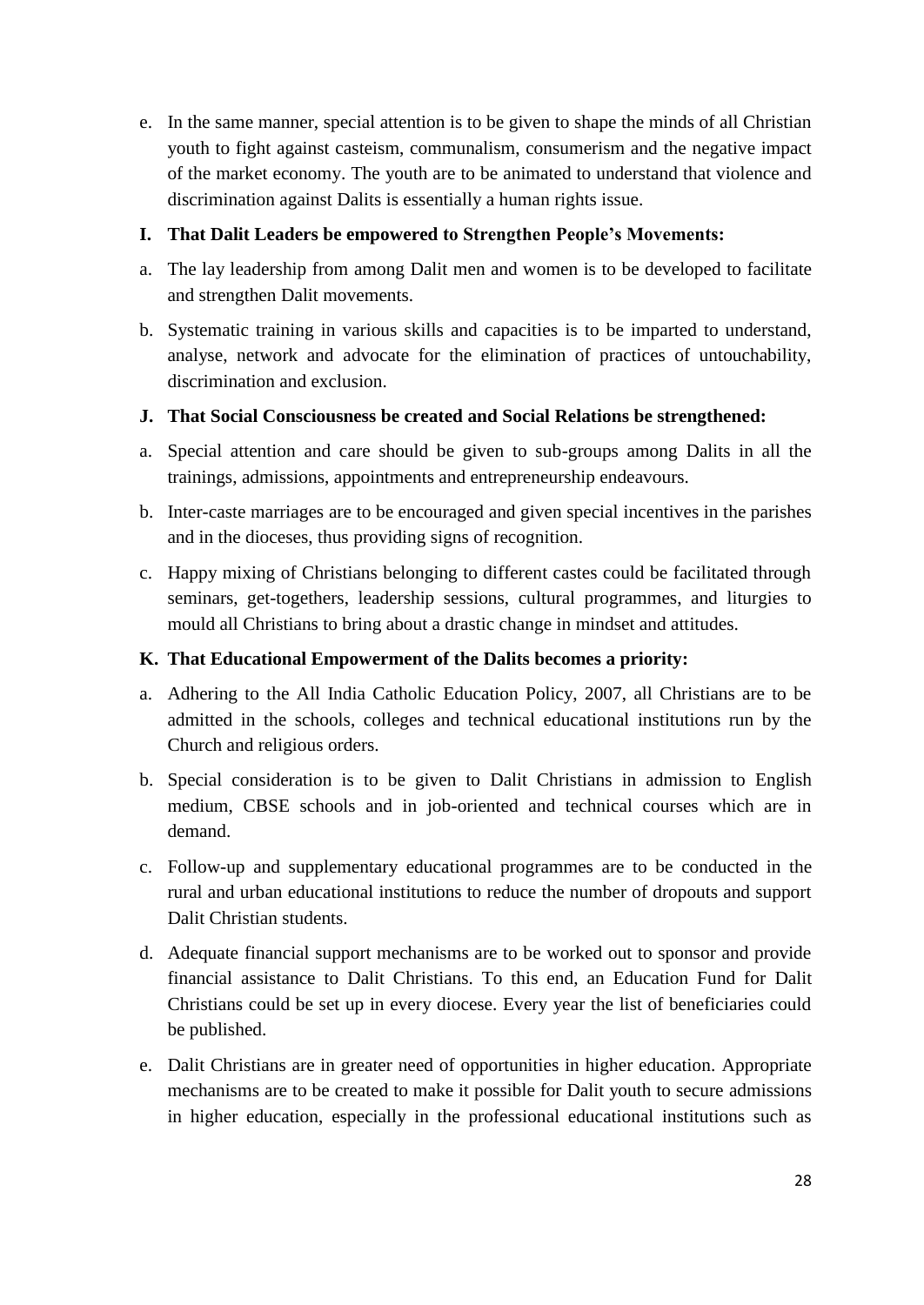e. In the same manner, special attention is to be given to shape the minds of all Christian youth to fight against casteism, communalism, consumerism and the negative impact of the market economy. The youth are to be animated to understand that violence and discrimination against Dalits is essentially a human rights issue.

**I. That Dalit Leaders be empowered to Strengthen People's Movements:**

a. The lay leadership from among Dalit men and women is to be developed to facilitate and strengthen Dalit movements.

b. Systematic training in various skills and capacities is to be imparted to understand, analyse, network and advocate for the elimination of practices of untouchability, discrimination and exclusion.

**J. That Social Consciousness be created and Social Relations be strengthened:**

a. Special attention and care should be given to sub-groups among Dalits in all the trainings, admissions, appointments and entrepreneurship endeavours.

b. Inter-caste marriages are to be encouraged and given special incentives in the parishes and in the dioceses, thus providing signs of recognition.

c. Happy mixing of Christians belonging to different castes could be facilitated through seminars, get-togethers, leadership sessions, cultural programmes, and liturgies to mould all Christians to bring about a drastic change in mindset and attitudes.

**K. That Educational Empowerment of the Dalits becomes a priority:**

a. Adhering to the All India Catholic Education Policy, 2007, all Christians are to be admitted in the schools, colleges and technical educational institutions run by the Church and religious orders.

b. Special consideration is to be given to Dalit Christians in admission to English medium, CBSE schools and in job-oriented and technical courses which are in demand.

c. Follow-up and supplementary educational programmes are to be conducted in the rural and urban educational institutions to reduce the number of dropouts and support Dalit Christian students.

d. Adequate financial support mechanisms are to be worked out to sponsor and provide financial assistance to Dalit Christians. To this end, an Education Fund for Dalit Christians could be set up in every diocese. Every year the list of beneficiaries could be published.

e. Dalit Christians are in greater need of opportunities in higher education. Appropriate mechanisms are to be created to make it possible for Dalit youth to secure admissions in higher education, especially in the professional educational institutions such as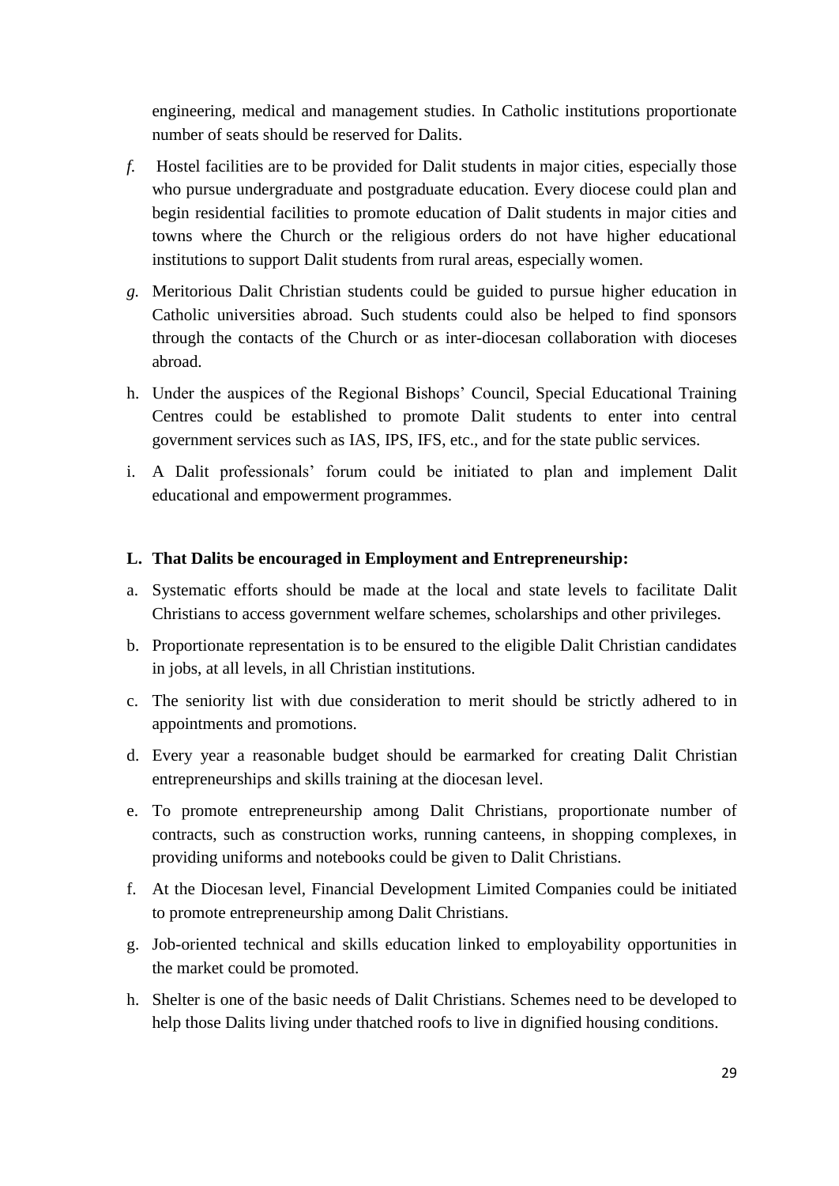engineering, medical and management studies. In Catholic institutions proportionate number of seats should be reserved for Dalits.

*f.* Hostel facilities are to be provided for Dalit students in major cities, especially those who pursue undergraduate and postgraduate education. Every diocese could plan and begin residential facilities to promote education of Dalit students in major cities and towns where the Church or the religious orders do not have higher educational institutions to support Dalit students from rural areas, especially women.

*g.* Meritorious Dalit Christian students could be guided to pursue higher education in Catholic universities abroad. Such students could also be helped to find sponsors through the contacts of the Church or as inter-diocesan collaboration with dioceses abroad.

h. Under the auspices of the Regional Bishops' Council, Special Educational Training Centres could be established to promote Dalit students to enter into central government services such as IAS, IPS, IFS, etc., and for the state public services.

i. A Dalit professionals' forum could be initiated to plan and implement Dalit educational and empowerment programmes.

**L. That Dalits be encouraged in Employment and Entrepreneurship:**

a. Systematic efforts should be made at the local and state levels to facilitate Dalit Christians to access government welfare schemes, scholarships and other privileges.

b. Proportionate representation is to be ensured to the eligible Dalit Christian candidates in jobs, at all levels, in all Christian institutions.

c. The seniority list with due consideration to merit should be strictly adhered to in appointments and promotions.

d. Every year a reasonable budget should be earmarked for creating Dalit Christian entrepreneurships and skills training at the diocesan level.

e. To promote entrepreneurship among Dalit Christians, proportionate number of contracts, such as construction works, running canteens, in shopping complexes, in providing uniforms and notebooks could be given to Dalit Christians.

f. At the Diocesan level, Financial Development Limited Companies could be initiated to promote entrepreneurship among Dalit Christians.

g. Job-oriented technical and skills education linked to employability opportunities in the market could be promoted.

h. Shelter is one of the basic needs of Dalit Christians. Schemes need to be developed to help those Dalits living under thatched roofs to live in dignified housing conditions.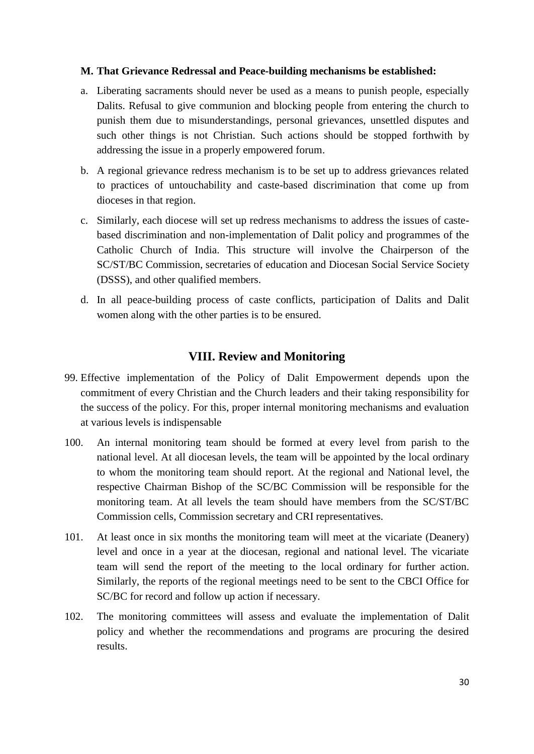**M. That Grievance Redressal and Peace-building mechanisms be established:**

a. Liberating sacraments should never be used as a means to punish people, especially Dalits. Refusal to give communion and blocking people from entering the church to punish them due to misunderstandings, personal grievances, unsettled disputes and such other things is not Christian. Such actions should be stopped forthwith by addressing the issue in a properly empowered forum.

b. A regional grievance redress mechanism is to be set up to address grievances related to practices of untouchability and caste-based discrimination that come up from dioceses in that region.

c. Similarly, each diocese will set up redress mechanisms to address the issues of caste-based discrimination and non-implementation of Dalit policy and programmes of the Catholic Church of India. This structure will involve the Chairperson of the SC/ST/BC Commission, secretaries of education and Diocesan Social Service Society (DSSS), and other qualified members.

d. In all peace-building process of caste conflicts, participation of Dalits and Dalit women along with the other parties is to be ensured.

## VIII. Review and Monitoring

99. Effective implementation of the Policy of Dalit Empowerment depends upon the commitment of every Christian and the Church leaders and their taking responsibility for the success of the policy. For this, proper internal monitoring mechanisms and evaluation at various levels is indispensable

100. An internal monitoring team should be formed at every level from parish to the national level. At all diocesan levels, the team will be appointed by the local ordinary to whom the monitoring team should report. At the regional and National level, the respective Chairman Bishop of the SC/BC Commission will be responsible for the monitoring team. At all levels the team should have members from the SC/ST/BC Commission cells, Commission secretary and CRI representatives.

101. At least once in six months the monitoring team will meet at the vicariate (Deanery) level and once in a year at the diocesan, regional and national level. The vicariate team will send the report of the meeting to the local ordinary for further action. Similarly, the reports of the regional meetings need to be sent to the CBCI Office for SC/BC for record and follow up action if necessary.

102. The monitoring committees will assess and evaluate the implementation of Dalit policy and whether the recommendations and programs are procuring the desired results.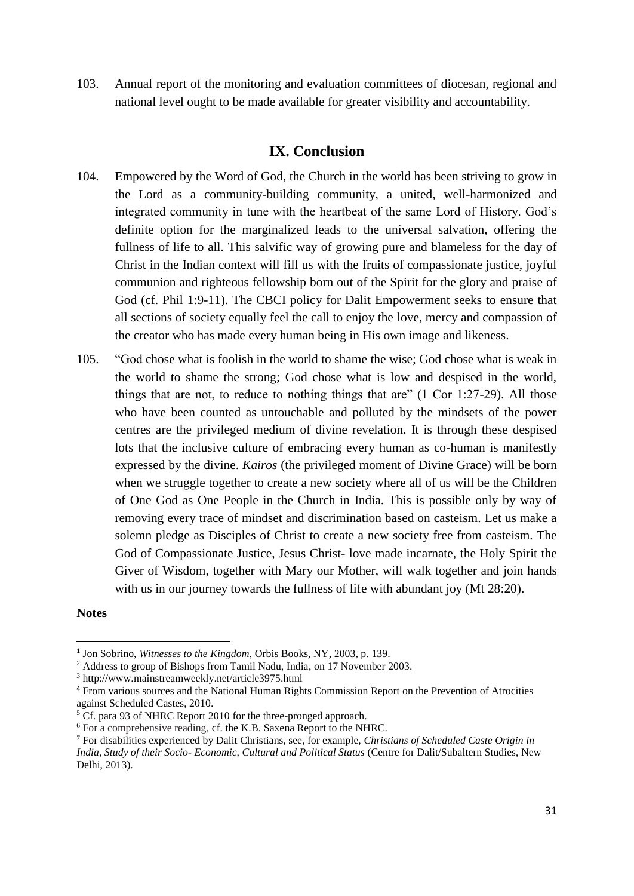103. Annual report of the monitoring and evaluation committees of diocesan, regional and national level ought to be made available for greater visibility and accountability.

## IX. Conclusion

104. Empowered by the Word of God, the Church in the world has been striving to grow in the Lord as a community-building community, a united, well-harmonized and integrated community in tune with the heartbeat of the same Lord of History. God's definite option for the marginalized leads to the universal salvation, offering the fullness of life to all. This salvific way of growing pure and blameless for the day of Christ in the Indian context will fill us with the fruits of compassionate justice, joyful communion and righteous fellowship born out of the Spirit for the glory and praise of God (cf. Phil 1:9-11). The CBCI policy for Dalit Empowerment seeks to ensure that all sections of society equally feel the call to enjoy the love, mercy and compassion of the creator who has made every human being in His own image and likeness.

105. "God chose what is foolish in the world to shame the wise; God chose what is weak in the world to shame the strong; God chose what is low and despised in the world, things that are not, to reduce to nothing things that are" (1 Cor 1:27-29). All those who have been counted as untouchable and polluted by the mindsets of the power centres are the privileged medium of divine revelation. It is through these despised lots that the inclusive culture of embracing every human as co-human is manifestly expressed by the divine. *Kairos* (the privileged moment of Divine Grace) will be born when we struggle together to create a new society where all of us will be the Children of One God as One People in the Church in India. This is possible only by way of removing every trace of mindset and discrimination based on casteism. Let us make a solemn pledge as Disciples of Christ to create a new society free from casteism. The God of Compassionate Justice, Jesus Christ- love made incarnate, the Holy Spirit the Giver of Wisdom, together with Mary our Mother, will walk together and join hands with us in our journey towards the fullness of life with abundant joy (Mt 28:20).

**Notes**

[1] Jon Sobrino, *Witnesses to the Kingdom*, Orbis Books, NY, 2003, p. 139.

[2] Address to group of Bishops from Tamil Nadu, India, on 17 November 2003.

[3] http://www.mainstreamweekly.net/article3975.html

[4] From various sources and the National Human Rights Commission Report on the Prevention of Atrocities against Scheduled Castes, 2010.

[5] Cf. para 93 of NHRC Report 2010 for the three-pronged approach.

[6] For a comprehensive reading, cf. the K.B. Saxena Report to the NHRC.

[7] For disabilities experienced by Dalit Christians, see, for example, *Christians of Scheduled Caste Origin in India, Study of their Socio- Economic, Cultural and Political Status* (Centre for Dalit/Subaltern Studies, New Delhi, 2013).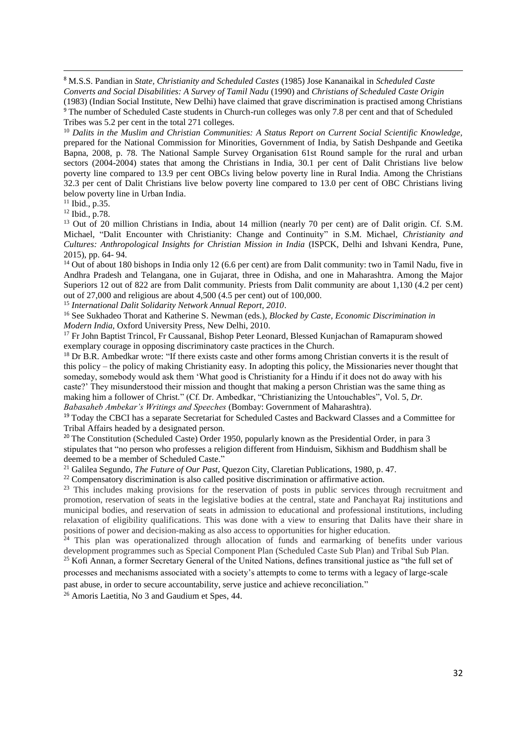[8] M.S.S. Pandian in *State, Christianity and Scheduled Castes* (1985) Jose Kananaikal in *Scheduled Caste Converts and Social Disabilities: A Survey of Tamil Nadu* (1990) and *Christians of Scheduled Caste Origin* (1983) (Indian Social Institute, New Delhi) have claimed that grave discrimination is practised among Christians

[9] The number of Scheduled Caste students in Church-run colleges was only 7.8 per cent and that of Scheduled Tribes was 5.2 per cent in the total 271 colleges.

[10] *Dalits in the Muslim and Christian Communities: A Status Report on Current Social Scientific Knowledge,* prepared for the National Commission for Minorities, Government of India, by Satish Deshpande and Geetika Bapna, 2008, p. 78. The National Sample Survey Organisation 61st Round sample for the rural and urban sectors (2004-2004) states that among the Christians in India, 30.1 per cent of Dalit Christians live below poverty line compared to 13.9 per cent OBCs living below poverty line in Rural India. Among the Christians 32.3 per cent of Dalit Christians live below poverty line compared to 13.0 per cent of OBC Christians living below poverty line in Urban India.

[11] Ibid., p.35.

[12] Ibid., p.78.

[13] Out of 20 million Christians in India, about 14 million (nearly 70 per cent) are of Dalit origin. Cf. S.M. Michael, "Dalit Encounter with Christianity: Change and Continuity" in S.M. Michael, *Christianity and Cultures: Anthropological Insights for Christian Mission in India* (ISPCK, Delhi and Ishvani Kendra, Pune, 2015), pp. 64- 94.

[14] Out of about 180 bishops in India only 12 (6.6 per cent) are from Dalit community: two in Tamil Nadu, five in Andhra Pradesh and Telangana, one in Gujarat, three in Odisha, and one in Maharashtra. Among the Major Superiors 12 out of 822 are from Dalit community. Priests from Dalit community are about 1,130 (4.2 per cent) out of 27,000 and religious are about 4,500 (4.5 per cent) out of 100,000.

[15] *International Dalit Solidarity Network Annual Report, 2010*.

[16] See Sukhadeo Thorat and Katherine S. Newman (eds.), *Blocked by Caste, Economic Discrimination in Modern India*, Oxford University Press, New Delhi, 2010.

[17] Fr John Baptist Trincol, Fr Caussanal, Bishop Peter Leonard, Blessed Kunjachan of Ramapuram showed exemplary courage in opposing discriminatory caste practices in the Church.

[18] Dr B.R. Ambedkar wrote: "If there exists caste and other forms among Christian converts it is the result of this policy – the policy of making Christianity easy. In adopting this policy, the Missionaries never thought that someday, somebody would ask them 'What good is Christianity for a Hindu if it does not do away with his caste?' They misunderstood their mission and thought that making a person Christian was the same thing as making him a follower of Christ." (Cf. Dr. Ambedkar, "Christianizing the Untouchables", Vol. 5, *Dr. Babasaheb Ambekar's Writings and Speeches* (Bombay: Government of Maharashtra).

[19] Today the CBCI has a separate Secretariat for Scheduled Castes and Backward Classes and a Committee for Tribal Affairs headed by a designated person.

[20] The Constitution (Scheduled Caste) Order 1950, popularly known as the Presidential Order, in para 3 stipulates that "no person who professes a religion different from Hinduism, Sikhism and Buddhism shall be deemed to be a member of Scheduled Caste."

[21] Galilea Segundo, *The Future of Our Past*, Quezon City, Claretian Publications, 1980, p. 47.

[22] Compensatory discrimination is also called positive discrimination or affirmative action.

[23] This includes making provisions for the reservation of posts in public services through recruitment and promotion, reservation of seats in the legislative bodies at the central, state and Panchayat Raj institutions and municipal bodies, and reservation of seats in admission to educational and professional institutions, including relaxation of eligibility qualifications. This was done with a view to ensuring that Dalits have their share in positions of power and decision-making as also access to opportunities for higher education.

[24] This plan was operationalized through allocation of funds and earmarking of benefits under various development programmes such as Special Component Plan (Scheduled Caste Sub Plan) and Tribal Sub Plan.

[25] Kofi Annan, a former Secretary General of the United Nations, defines transitional justice as "the full set of processes and mechanisms associated with a society's attempts to come to terms with a legacy of large-scale past abuse, in order to secure accountability, serve justice and achieve reconciliation."

[26] Amoris Laetitia, No 3 and Gaudium et Spes, 44.